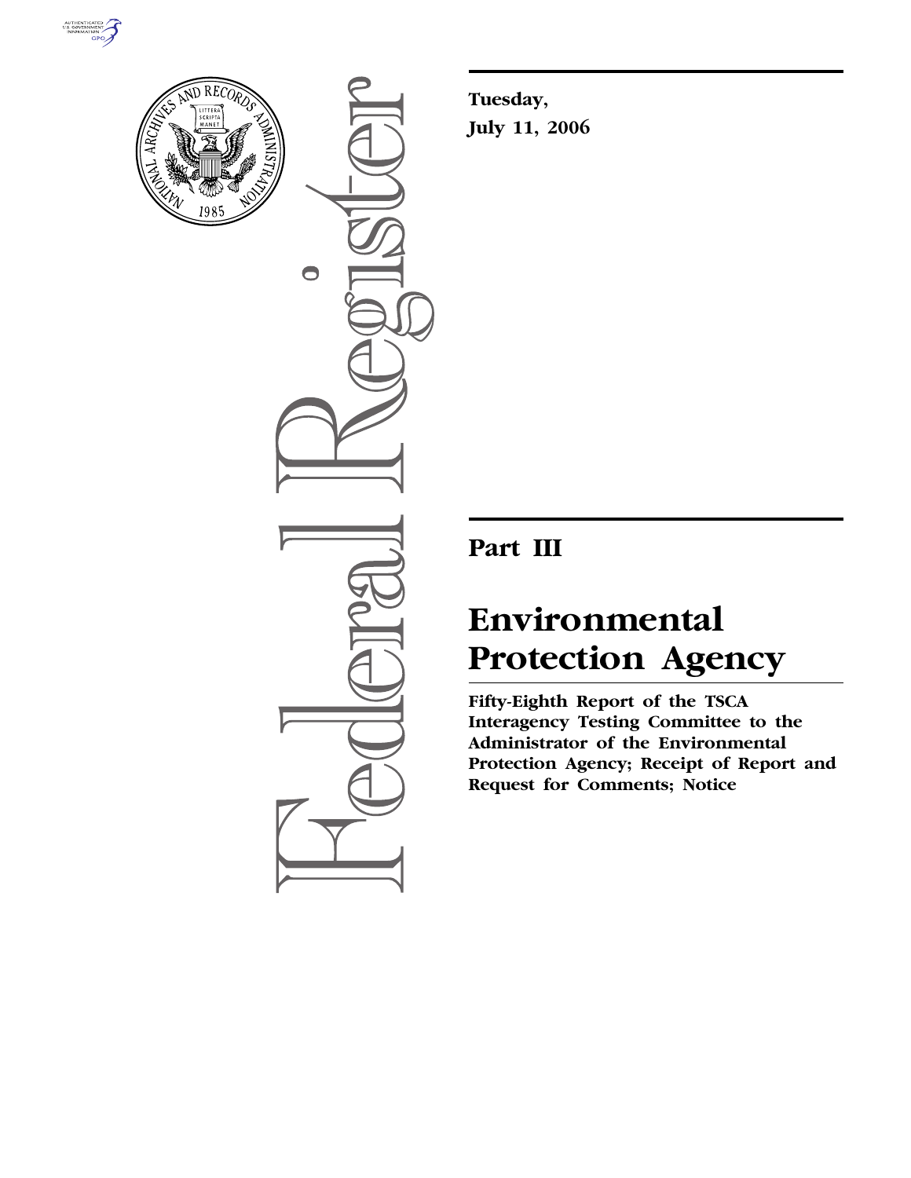Tuesday,

July 11, 2006

# Part III

# Environmental Protection Agency

**Fifty-Eighth Report of the TSCA Interagency Testing Committee to the Administrator of the Environmental Protection Agency; Receipt of Report and Request for Comments; Notice**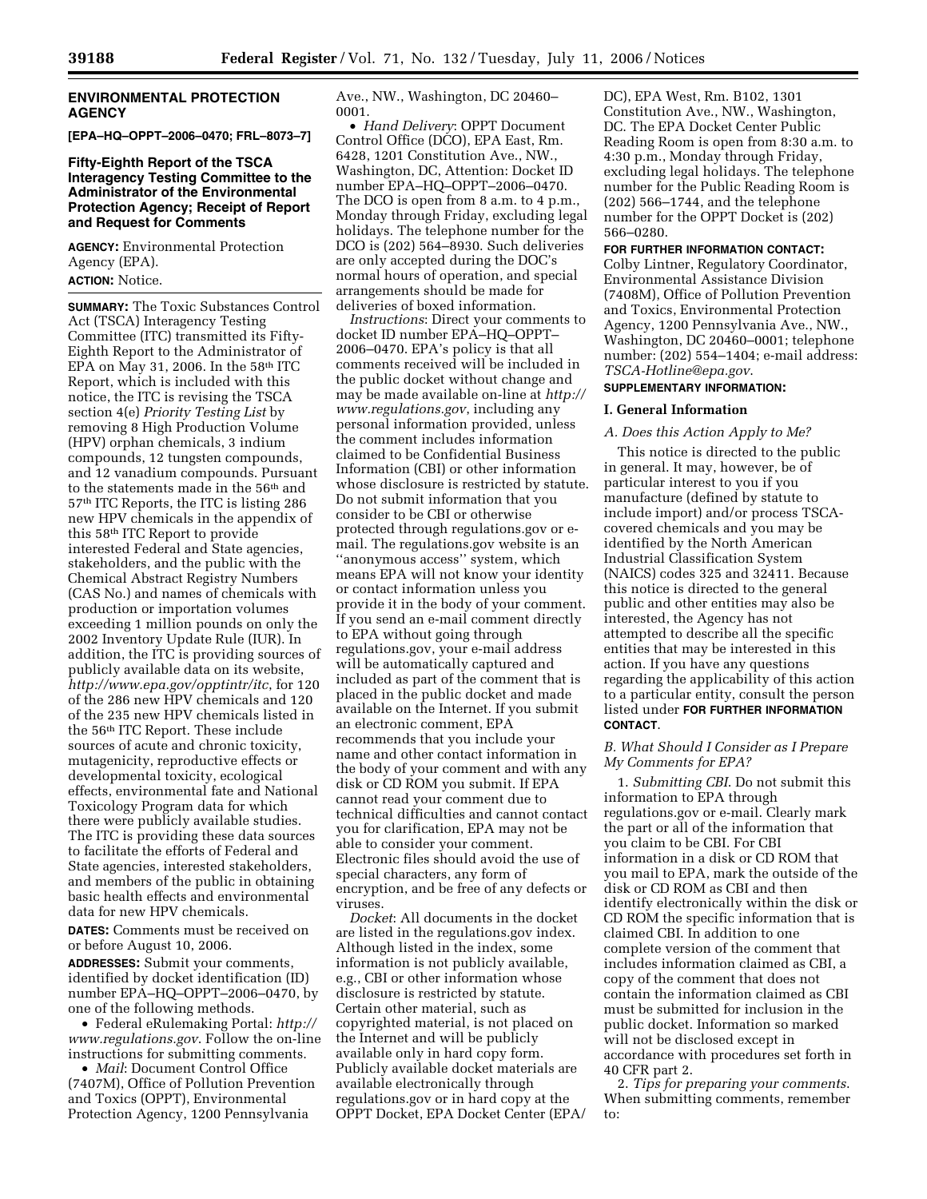## ENVIRONMENTAL PROTECTION AGENCY

**[EPA–HQ–OPPT–2006–0470; FRL–8073–7]**

### Fifty-Eighth Report of the TSCA Interagency Testing Committee to the Administrator of the Environmental Protection Agency; Receipt of Report and Request for Comments

**AGENCY:** Environmental Protection Agency (EPA).

**ACTION:** Notice.

**SUMMARY:** The Toxic Substances Control Act (TSCA) Interagency Testing Committee (ITC) transmitted its Fifty-Eighth Report to the Administrator of EPA on May 31, 2006. In the 58th ITC Report, which is included with this notice, the ITC is revising the TSCA section 4(e) *Priority Testing List* by removing 8 High Production Volume (HPV) orphan chemicals, 3 indium compounds, 12 tungsten compounds, and 12 vanadium compounds. Pursuant to the statements made in the 56th and 57th ITC Reports, the ITC is listing 286 new HPV chemicals in the appendix of this 58th ITC Report to provide interested Federal and State agencies, stakeholders, and the public with the Chemical Abstract Registry Numbers (CAS No.) and names of chemicals with production or importation volumes exceeding 1 million pounds on only the 2002 Inventory Update Rule (IUR). In addition, the ITC is providing sources of publicly available data on its website, *http://www.epa.gov/opptintr/itc*, for 120 of the 286 new HPV chemicals and 120 of the 235 new HPV chemicals listed in the 56th ITC Report. These include sources of acute and chronic toxicity, mutagenicity, reproductive effects or developmental toxicity, ecological effects, environmental fate and National Toxicology Program data for which there were publicly available studies. The ITC is providing these data sources to facilitate the efforts of Federal and State agencies, interested stakeholders, and members of the public in obtaining basic health effects and environmental data for new HPV chemicals.

**DATES:** Comments must be received on or before August 10, 2006.

**ADDRESSES:** Submit your comments, identified by docket identification (ID) number EPA–HQ–OPPT–2006–0470, by one of the following methods.

- Federal eRulemaking Portal: *http://www.regulations.gov*. Follow the on-line instructions for submitting comments.
- *Mail*: Document Control Office (7407M), Office of Pollution Prevention and Toxics (OPPT), Environmental Protection Agency, 1200 Pennsylvania Ave., NW., Washington, DC 20460–0001.
- *Hand Delivery*: OPPT Document Control Office (DCO), EPA East, Rm. 6428, 1201 Constitution Ave., NW., Washington, DC, Attention: Docket ID number EPA–HQ–OPPT–2006–0470. The DCO is open from 8 a.m. to 4 p.m., Monday through Friday, excluding legal holidays. The telephone number for the DCO is (202) 564–8930. Such deliveries are only accepted during the DOC's normal hours of operation, and special arrangements should be made for deliveries of boxed information.

*Instructions*: Direct your comments to docket ID number EPA–HQ–OPPT–2006–0470. EPA's policy is that all comments received will be included in the public docket without change and may be made available on-line at *http://www.regulations.gov*, including any personal information provided, unless the comment includes information claimed to be Confidential Business Information (CBI) or other information whose disclosure is restricted by statute. Do not submit information that you consider to be CBI or otherwise protected through regulations.gov or e-mail. The regulations.gov website is an ''anonymous access'' system, which means EPA will not know your identity or contact information unless you provide it in the body of your comment. If you send an e-mail comment directly to EPA without going through regulations.gov, your e-mail address will be automatically captured and included as part of the comment that is placed in the public docket and made available on the Internet. If you submit an electronic comment, EPA recommends that you include your name and other contact information in the body of your comment and with any disk or CD ROM you submit. If EPA cannot read your comment due to technical difficulties and cannot contact you for clarification, EPA may not be able to consider your comment. Electronic files should avoid the use of special characters, any form of encryption, and be free of any defects or viruses.

*Docket*: All documents in the docket are listed in the regulations.gov index. Although listed in the index, some information is not publicly available, e.g., CBI or other information whose disclosure is restricted by statute. Certain other material, such as copyrighted material, is not placed on the Internet and will be publicly available only in hard copy form. Publicly available docket materials are available electronically through regulations.gov or in hard copy at the OPPT Docket, EPA Docket Center (EPA/DC), EPA West, Rm. B102, 1301 Constitution Ave., NW., Washington, DC. The EPA Docket Center Public Reading Room is open from 8:30 a.m. to 4:30 p.m., Monday through Friday, excluding legal holidays. The telephone number for the Public Reading Room is (202) 566–1744, and the telephone number for the OPPT Docket is (202) 566–0280.

**FOR FURTHER INFORMATION CONTACT:** Colby Lintner, Regulatory Coordinator, Environmental Assistance Division (7408M), Office of Pollution Prevention and Toxics, Environmental Protection Agency, 1200 Pennsylvania Ave., NW., Washington, DC 20460–0001; telephone number: (202) 554–1404; e-mail address: *TSCA-Hotline@epa.gov*.

**SUPPLEMENTARY INFORMATION:**

### I. General Information

#### *A. Does this Action Apply to Me?*

This notice is directed to the public in general. It may, however, be of particular interest to you if you manufacture (defined by statute to include import) and/or process TSCA-covered chemicals and you may be identified by the North American Industrial Classification System (NAICS) codes 325 and 32411. Because this notice is directed to the general public and other entities may also be interested, the Agency has not attempted to describe all the specific entities that may be interested in this action. If you have any questions regarding the applicability of this action to a particular entity, consult the person listed under **FOR FURTHER INFORMATION CONTACT**.

#### *B. What Should I Consider as I Prepare My Comments for EPA?*

1. *Submitting CBI*. Do not submit this information to EPA through regulations.gov or e-mail. Clearly mark the part or all of the information that you claim to be CBI. For CBI information in a disk or CD ROM that you mail to EPA, mark the outside of the disk or CD ROM as CBI and then identify electronically within the disk or CD ROM the specific information that is claimed CBI. In addition to one complete version of the comment that includes information claimed as CBI, a copy of the comment that does not contain the information claimed as CBI must be submitted for inclusion in the public docket. Information so marked will not be disclosed except in accordance with procedures set forth in 40 CFR part 2.

2. *Tips for preparing your comments.* When submitting comments, remember to: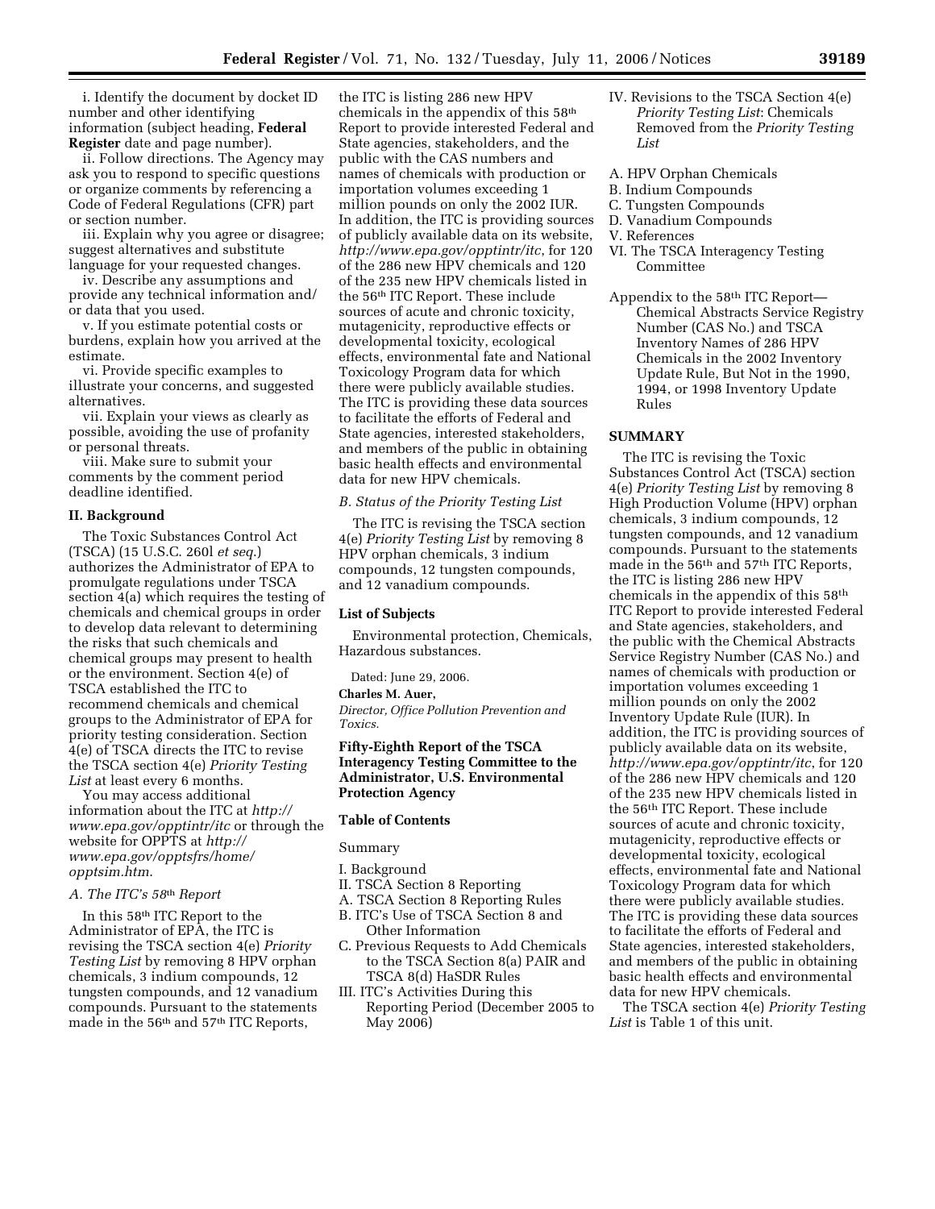i. Identify the document by docket ID number and other identifying information (subject heading, **Federal Register** date and page number).

ii. Follow directions. The Agency may ask you to respond to specific questions or organize comments by referencing a Code of Federal Regulations (CFR) part or section number.

iii. Explain why you agree or disagree; suggest alternatives and substitute language for your requested changes.

iv. Describe any assumptions and provide any technical information and/or data that you used.

v. If you estimate potential costs or burdens, explain how you arrived at the estimate.

vi. Provide specific examples to illustrate your concerns, and suggested alternatives.

vii. Explain your views as clearly as possible, avoiding the use of profanity or personal threats.

viii. Make sure to submit your comments by the comment period deadline identified.

## II. Background

The Toxic Substances Control Act (TSCA) (15 U.S.C. 260l *et seq.*) authorizes the Administrator of EPA to promulgate regulations under TSCA section 4(a) which requires the testing of chemicals and chemical groups in order to develop data relevant to determining the risks that such chemicals and chemical groups may present to health or the environment. Section 4(e) of TSCA established the ITC to recommend chemicals and chemical groups to the Administrator of EPA for priority testing consideration. Section 4(e) of TSCA directs the ITC to revise the TSCA section 4(e) *Priority Testing List* at least every 6 months.

You may access additional information about the ITC at *http://www.epa.gov/opptintr/itc* or through the website for OPPTS at *http://www.epa.gov/opptsfrs/home/opptsim.htm*.

### *A. The ITC's 58th Report*

In this 58th ITC Report to the Administrator of EPA, the ITC is revising the TSCA section 4(e) *Priority Testing List* by removing 8 HPV orphan chemicals, 3 indium compounds, 12 tungsten compounds, and 12 vanadium compounds. Pursuant to the statements made in the 56th and 57th ITC Reports, the ITC is listing 286 new HPV chemicals in the appendix of this 58th Report to provide interested Federal and State agencies, stakeholders, and the public with the CAS numbers and names of chemicals with production or importation volumes exceeding 1 million pounds on only the 2002 IUR. In addition, the ITC is providing sources of publicly available data on its website, *http://www.epa.gov/opptintr/itc*, for 120 of the 286 new HPV chemicals and 120 of the 235 new HPV chemicals listed in the 56th ITC Report. These include sources of acute and chronic toxicity, mutagenicity, reproductive effects or developmental toxicity, ecological effects, environmental fate and National Toxicology Program data for which there were publicly available studies. The ITC is providing these data sources to facilitate the efforts of Federal and State agencies, interested stakeholders, and members of the public in obtaining basic health effects and environmental data for new HPV chemicals.

### *B. Status of the Priority Testing List*

The ITC is revising the TSCA section 4(e) *Priority Testing List* by removing 8 HPV orphan chemicals, 3 indium compounds, 12 tungsten compounds, and 12 vanadium compounds.

### List of Subjects

Environmental protection, Chemicals, Hazardous substances.

Dated: June 29, 2006.

**Charles M. Auer,**

*Director, Office Pollution Prevention and Toxics.*

## Fifty-Eighth Report of the TSCA Interagency Testing Committee to the Administrator, U.S. Environmental Protection Agency

### Table of Contents

Summary

I. Background

II. TSCA Section 8 Reporting

A. TSCA Section 8 Reporting Rules

B. ITC's Use of TSCA Section 8 and Other Information

C. Previous Requests to Add Chemicals to the TSCA Section 8(a) PAIR and TSCA 8(d) HaSDR Rules

III. ITC's Activities During this Reporting Period (December 2005 to May 2006)

IV. Revisions to the TSCA Section 4(e) *Priority Testing List*: Chemicals Removed from the *Priority Testing List*

A. HPV Orphan Chemicals

B. Indium Compounds

C. Tungsten Compounds

D. Vanadium Compounds

V. References

VI. The TSCA Interagency Testing Committee

Appendix to the 58th ITC Report—Chemical Abstracts Service Registry Number (CAS No.) and TSCA Inventory Names of 286 HPV Chemicals in the 2002 Inventory Update Rule, But Not in the 1990, 1994, or 1998 Inventory Update Rules

### SUMMARY

The ITC is revising the Toxic Substances Control Act (TSCA) section 4(e) *Priority Testing List* by removing 8 High Production Volume (HPV) orphan chemicals, 3 indium compounds, 12 tungsten compounds, and 12 vanadium compounds. Pursuant to the statements made in the 56th and 57th ITC Reports, the ITC is listing 286 new HPV chemicals in the appendix of this 58th ITC Report to provide interested Federal and State agencies, stakeholders, and the public with the Chemical Abstracts Service Registry Number (CAS No.) and names of chemicals with production or importation volumes exceeding 1 million pounds on only the 2002 Inventory Update Rule (IUR). In addition, the ITC is providing sources of publicly available data on its website, *http://www.epa.gov/opptintr/itc*, for 120 of the 286 new HPV chemicals and 120 of the 235 new HPV chemicals listed in the 56th ITC Report. These include sources of acute and chronic toxicity, mutagenicity, reproductive effects or developmental toxicity, ecological effects, environmental fate and National Toxicology Program data for which there were publicly available studies. The ITC is providing these data sources to facilitate the efforts of Federal and State agencies, interested stakeholders, and members of the public in obtaining basic health effects and environmental data for new HPV chemicals.

The TSCA section 4(e) *Priority Testing List* is Table 1 of this unit.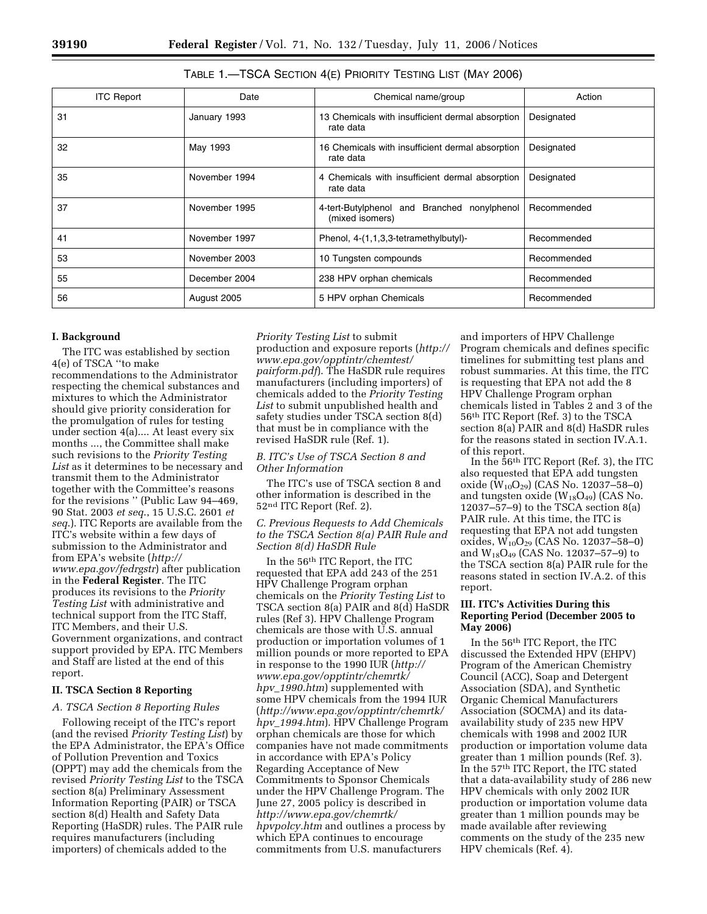TABLE 1.—TSCA SECTION 4(E) PRIORITY TESTING LIST (MAY 2006)

| ITC Report | Date | Chemical name/group | Action |
|---|---|---|---|
| 31 | January 1993 | 13 Chemicals with insufficient dermal absorption rate data | Designated |
| 32 | May 1993 | 16 Chemicals with insufficient dermal absorption rate data | Designated |
| 35 | November 1994 | 4 Chemicals with insufficient dermal absorption rate data | Designated |
| 37 | November 1995 | 4-tert-Butylphenol and Branched nonylphenol (mixed isomers) | Recommended |
| 41 | November 1997 | Phenol, 4-(1,1,3,3-tetramethylbutyl)- | Recommended |
| 53 | November 2003 | 10 Tungsten compounds | Recommended |
| 55 | December 2004 | 238 HPV orphan chemicals | Recommended |
| 56 | August 2005 | 5 HPV orphan Chemicals | Recommended |

## I. Background

The ITC was established by section 4(e) of TSCA ''to make recommendations to the Administrator respecting the chemical substances and mixtures to which the Administrator should give priority consideration for the promulgation of rules for testing under section 4(a).... At least every six months ..., the Committee shall make such revisions to the *Priority Testing List* as it determines to be necessary and transmit them to the Administrator together with the Committee's reasons for the revisions '' (Public Law 94–469, 90 Stat. 2003 *et seq.*, 15 U.S.C. 2601 *et seq.*). ITC Reports are available from the ITC's website within a few days of submission to the Administrator and from EPA's website (*http://www.epa.gov/fedrgstr*) after publication in the **Federal Register**. The ITC produces its revisions to the *Priority Testing List* with administrative and technical support from the ITC Staff, ITC Members, and their U.S. Government organizations, and contract support provided by EPA. ITC Members and Staff are listed at the end of this report.

## II. TSCA Section 8 Reporting

### *A. TSCA Section 8 Reporting Rules*

Following receipt of the ITC's report (and the revised *Priority Testing List*) by the EPA Administrator, the EPA's Office of Pollution Prevention and Toxics (OPPT) may add the chemicals from the revised *Priority Testing List* to the TSCA section 8(a) Preliminary Assessment Information Reporting (PAIR) or TSCA section 8(d) Health and Safety Data Reporting (HaSDR) rules. The PAIR rule requires manufacturers (including importers) of chemicals added to the *Priority Testing List* to submit production and exposure reports (*http://www.epa.gov/opptintr/chemtest/pairform.pdf*). The HaSDR rule requires manufacturers (including importers) of chemicals added to the *Priority Testing List* to submit unpublished health and safety studies under TSCA section 8(d) that must be in compliance with the revised HaSDR rule (Ref. 1).

### *B. ITC's Use of TSCA Section 8 and Other Information*

The ITC's use of TSCA section 8 and other information is described in the 52nd ITC Report (Ref. 2).

### *C. Previous Requests to Add Chemicals to the TSCA Section 8(a) PAIR Rule and Section 8(d) HaSDR Rule*

In the 56th ITC Report, the ITC requested that EPA add 243 of the 251 HPV Challenge Program orphan chemicals on the *Priority Testing List* to TSCA section 8(a) PAIR and 8(d) HaSDR rules (Ref 3). HPV Challenge Program chemicals are those with U.S. annual production or importation volumes of 1 million pounds or more reported to EPA in response to the 1990 IUR (*http://www.epa.gov/opptintr/chemrtk/hpv_1990.htm*) supplemented with some HPV chemicals from the 1994 IUR (*http://www.epa.gov/opptintr/chemrtk/hpv_1994.htm*). HPV Challenge Program orphan chemicals are those for which companies have not made commitments in accordance with EPA's Policy Regarding Acceptance of New Commitments to Sponsor Chemicals under the HPV Challenge Program. The June 27, 2005 policy is described in *http://www.epa.gov/chemrtk/hpvpolcy.htm* and outlines a process by which EPA continues to encourage commitments from U.S. manufacturers and importers of HPV Challenge Program chemicals and defines specific timelines for submitting test plans and robust summaries. At this time, the ITC is requesting that EPA not add the 8 HPV Challenge Program orphan chemicals listed in Tables 2 and 3 of the 56th ITC Report (Ref. 3) to the TSCA section 8(a) PAIR and 8(d) HaSDR rules for the reasons stated in section IV.A.1. of this report.

In the 56th ITC Report (Ref. 3), the ITC also requested that EPA add tungsten oxide ($W_{10}O_{29}$) (CAS No. 12037–58–0) and tungsten oxide ($W_{18}O_{49}$) (CAS No. 12037–57–9) to the TSCA section 8(a) PAIR rule. At this time, the ITC is requesting that EPA not add tungsten oxides, $W_{10}O_{29}$ (CAS No. 12037–58–0) and $W_{18}O_{49}$ (CAS No. 12037–57–9) to the TSCA section 8(a) PAIR rule for the reasons stated in section IV.A.2. of this report.

## III. ITC's Activities During this Reporting Period (December 2005 to May 2006)

In the 56th ITC Report, the ITC discussed the Extended HPV (EHPV) Program of the American Chemistry Council (ACC), Soap and Detergent Association (SDA), and Synthetic Organic Chemical Manufacturers Association (SOCMA) and its data-availability study of 235 new HPV chemicals with 1998 and 2002 IUR production or importation volume data greater than 1 million pounds (Ref. 3). In the 57th ITC Report, the ITC stated that a data-availability study of 286 new HPV chemicals with only 2002 IUR production or importation volume data greater than 1 million pounds may be made available after reviewing comments on the study of the 235 new HPV chemicals (Ref. 4).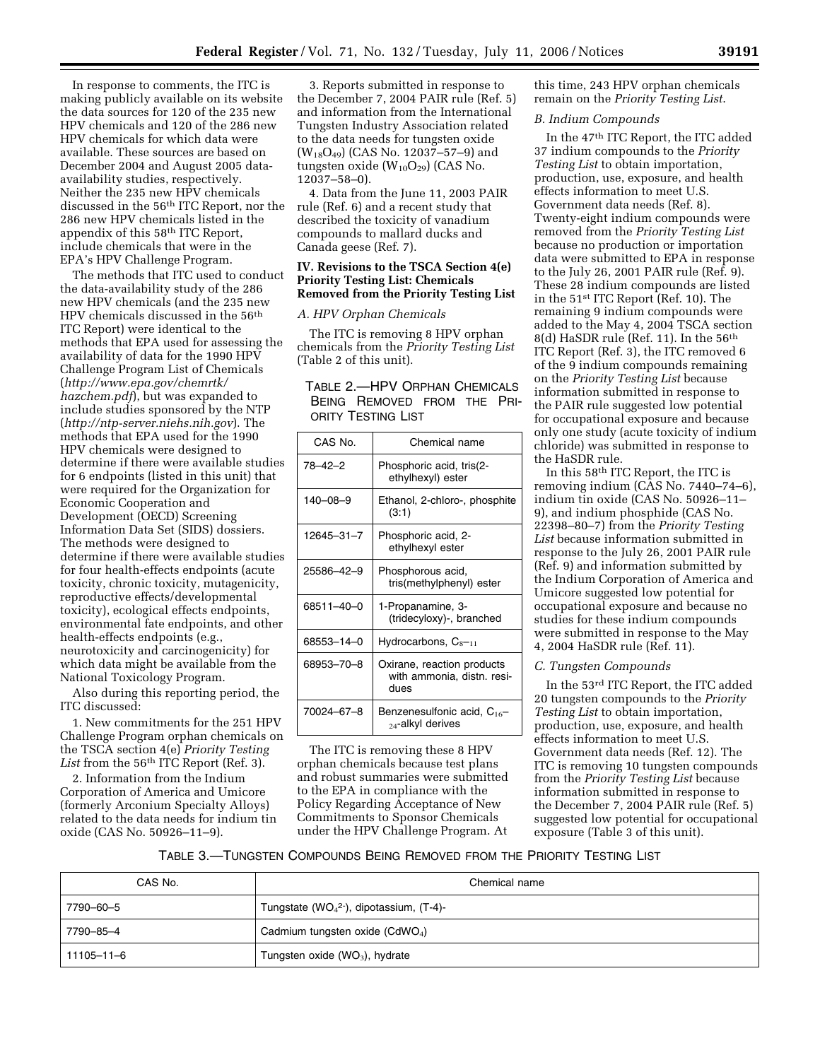In response to comments, the ITC is making publicly available on its website the data sources for 120 of the 235 new HPV chemicals and 120 of the 286 new HPV chemicals for which data were available. These sources are based on December 2004 and August 2005 data-availability studies, respectively. Neither the 235 new HPV chemicals discussed in the 56th ITC Report, nor the 286 new HPV chemicals listed in the appendix of this 58th ITC Report, include chemicals that were in the EPA's HPV Challenge Program.

The methods that ITC used to conduct the data-availability study of the 286 new HPV chemicals (and the 235 new HPV chemicals discussed in the 56th ITC Report) were identical to the methods that EPA used for assessing the availability of data for the 1990 HPV Challenge Program List of Chemicals (*http://www.epa.gov/chemrtk/hazchem.pdf*), but was expanded to include studies sponsored by the NTP (*http://ntp-server.niehs.nih.gov*). The methods that EPA used for the 1990 HPV chemicals were designed to determine if there were available studies for 6 endpoints (listed in this unit) that were required for the Organization for Economic Cooperation and Development (OECD) Screening Information Data Set (SIDS) dossiers. The methods were designed to determine if there were available studies for four health-effects endpoints (acute toxicity, chronic toxicity, mutagenicity, reproductive effects/developmental toxicity), ecological effects endpoints, environmental fate endpoints, and other health-effects endpoints (e.g., neurotoxicity and carcinogenicity) for which data might be available from the National Toxicology Program.

Also during this reporting period, the ITC discussed:

1. New commitments for the 251 HPV Challenge Program orphan chemicals on the TSCA section 4(e) *Priority Testing List* from the 56th ITC Report (Ref. 3).

2. Information from the Indium Corporation of America and Umicore (formerly Arconium Specialty Alloys) related to the data needs for indium tin oxide (CAS No. 50926–11–9).

3. Reports submitted in response to the December 7, 2004 PAIR rule (Ref. 5) and information from the International Tungsten Industry Association related to the data needs for tungsten oxide ($W_{18}O_{49}$) (CAS No. 12037–57–9) and tungsten oxide ($W_{10}O_{29}$) (CAS No. 12037–58–0).

4. Data from the June 11, 2003 PAIR rule (Ref. 6) and a recent study that described the toxicity of vanadium compounds to mallard ducks and Canada geese (Ref. 7).

## IV. Revisions to the TSCA Section 4(e) Priority Testing List: Chemicals Removed from the Priority Testing List

### *A. HPV Orphan Chemicals*

The ITC is removing 8 HPV orphan chemicals from the *Priority Testing List* (Table 2 of this unit).

TABLE 2.—HPV ORPHAN CHEMICALS BEING REMOVED FROM THE PRIORITY TESTING LIST

| CAS No. | Chemical name |
|---|---|
| 78–42–2 | Phosphoric acid, tris(2-ethylhexyl) ester |
| 140–08–9 | Ethanol, 2-chloro-, phosphite (3:1) |
| 12645–31–7 | Phosphoric acid, 2-ethylhexyl ester |
| 25586–42–9 | Phosphorous acid, tris(methylphenyl) ester |
| 68511–40–0 | 1-Propanamine, 3-(tridecyloxy)-, branched |
| 68553–14–0 | Hydrocarbons, $C_{8-11}$ |
| 68953–70–8 | Oxirane, reaction products with ammonia, distn. residues |
| 70024–67–8 | Benzenesulfonic acid, $C_{16-24}$-alkyl derives |

The ITC is removing these 8 HPV orphan chemicals because test plans and robust summaries were submitted to the EPA in compliance with the Policy Regarding Acceptance of New Commitments to Sponsor Chemicals under the HPV Challenge Program. At this time, 243 HPV orphan chemicals remain on the *Priority Testing List*.

### *B. Indium Compounds*

In the 47th ITC Report, the ITC added 37 indium compounds to the *Priority Testing List* to obtain importation, production, use, exposure, and health effects information to meet U.S. Government data needs (Ref. 8). Twenty-eight indium compounds were removed from the *Priority Testing List* because no production or importation data were submitted to EPA in response to the July 26, 2001 PAIR rule (Ref. 9). These 28 indium compounds are listed in the 51st ITC Report (Ref. 10). The remaining 9 indium compounds were added to the May 4, 2004 TSCA section 8(d) HaSDR rule (Ref. 11). In the 56th ITC Report (Ref. 3), the ITC removed 6 of the 9 indium compounds remaining on the *Priority Testing List* because information submitted in response to the PAIR rule suggested low potential for occupational exposure and because only one study (acute toxicity of indium chloride) was submitted in response to the HaSDR rule.

In this 58th ITC Report, the ITC is removing indium (CAS No. 7440–74–6), indium tin oxide (CAS No. 50926–11–9), and indium phosphide (CAS No. 22398–80–7) from the *Priority Testing List* because information submitted in response to the July 26, 2001 PAIR rule (Ref. 9) and information submitted by the Indium Corporation of America and Umicore suggested low potential for occupational exposure and because no studies for these indium compounds were submitted in response to the May 4, 2004 HaSDR rule (Ref. 11).

### *C. Tungsten Compounds*

In the 53rd ITC Report, the ITC added 20 tungsten compounds to the *Priority Testing List* to obtain importation, production, use, exposure, and health effects information to meet U.S. Government data needs (Ref. 12). The ITC is removing 10 tungsten compounds from the *Priority Testing List* because information submitted in response to the December 7, 2004 PAIR rule (Ref. 5) suggested low potential for occupational exposure (Table 3 of this unit).

TABLE 3.—TUNGSTEN COMPOUNDS BEING REMOVED FROM THE PRIORITY TESTING LIST

| CAS No. | Chemical name |
|---|---|
| 7790–60–5 | Tungstate ($WO_4^{2-}$), dipotassium, (T-4)- |
| 7790–85–4 | Cadmium tungsten oxide ($CdWO_4$) |
| 11105–11–6 | Tungsten oxide ($WO_3$), hydrate |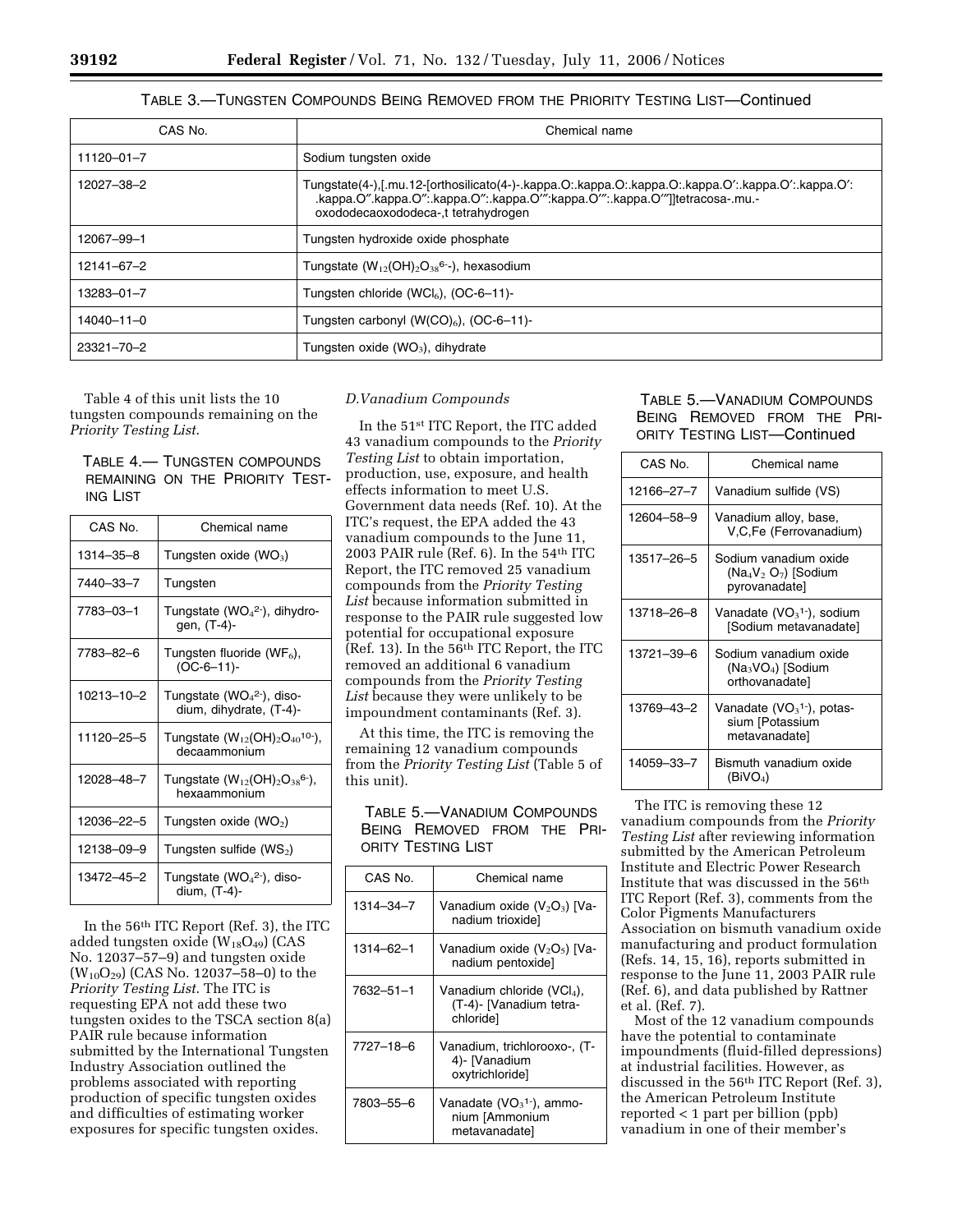TABLE 3.—TUNGSTEN COMPOUNDS BEING REMOVED FROM THE PRIORITY TESTING LIST—Continued

| CAS No. | Chemical name |
| --- | --- |
| 11120–01–7 | Sodium tungsten oxide |
| 12027–38–2 | Tungstate(4-),[.mu.12-[orthosilicato(4-)-.kappa.O:.kappa.O:.kappa.O:.kappa.O′:.kappa.O′:.kappa.O′:.kappa.O″.kappa.O″:.kappa.O″:.kappa.O‴:kappa.O‴:.kappa.O‴]]tetracosa-.mu.-oxododecaoxododeca-,t tetrahydrogen |
| 12067–99–1 | Tungsten hydroxide oxide phosphate |
| 12141–67–2 | Tungstate ($W_{12}(OH)_2O_{38}^{6-}$-), hexasodium |
| 13283–01–7 | Tungsten chloride ($WCl_6$), (OC-6–11)- |
| 14040–11–0 | Tungsten carbonyl ($W(CO)_6$), (OC-6–11)- |
| 23321–70–2 | Tungsten oxide ($WO_3$), dihydrate |

Table 4 of this unit lists the 10 tungsten compounds remaining on the *Priority Testing List*.

TABLE 4.— TUNGSTEN COMPOUNDS REMAINING ON THE PRIORITY TESTING LIST

| CAS No. | Chemical name |
| --- | --- |
| 1314–35–8 | Tungsten oxide ($WO_3$) |
| 7440–33–7 | Tungsten |
| 7783–03–1 | Tungstate ($WO_4^{2-}$), dihydrogen, (T-4)- |
| 7783–82–6 | Tungsten fluoride ($WF_6$), (OC-6–11)- |
| 10213–10–2 | Tungstate ($WO_4^{2-}$), disodium, dihydrate, (T-4)- |
| 11120–25–5 | Tungstate ($W_{12}(OH)_2O_{40}^{10-}$), decaammonium |
| 12028–48–7 | Tungstate ($W_{12}(OH)_2O_{38}^{6-}$), hexaammonium |
| 12036–22–5 | Tungsten oxide ($WO_2$) |
| 12138–09–9 | Tungsten sulfide ($WS_2$) |
| 13472–45–2 | Tungstate ($WO_4^{2-}$), disodium, (T-4)- |

In the 56[th] ITC Report (Ref. 3), the ITC added tungsten oxide ($W_{18}O_{49}$) (CAS No. 12037–57–9) and tungsten oxide ($W_{10}O_{29}$) (CAS No. 12037–58–0) to the *Priority Testing List*. The ITC is requesting EPA not add these two tungsten oxides to the TSCA section 8(a) PAIR rule because information submitted by the International Tungsten Industry Association outlined the problems associated with reporting production of specific tungsten oxides and difficulties of estimating worker exposures for specific tungsten oxides.

*D.Vanadium Compounds*

In the 51[st] ITC Report, the ITC added 43 vanadium compounds to the *Priority Testing List* to obtain importation, production, use, exposure, and health effects information to meet U.S. Government data needs (Ref. 10). At the ITC's request, the EPA added the 43 vanadium compounds to the June 11, 2003 PAIR rule (Ref. 6). In the 54[th] ITC Report, the ITC removed 25 vanadium compounds from the *Priority Testing List* because information submitted in response to the PAIR rule suggested low potential for occupational exposure (Ref. 13). In the 56[th] ITC Report, the ITC removed an additional 6 vanadium compounds from the *Priority Testing List* because they were unlikely to be impoundment contaminants (Ref. 3).

At this time, the ITC is removing the remaining 12 vanadium compounds from the *Priority Testing List* (Table 5 of this unit).

TABLE 5.—VANADIUM COMPOUNDS BEING REMOVED FROM THE PRIORITY TESTING LIST

| CAS No. | Chemical name |
| --- | --- |
| 1314–34–7 | Vanadium oxide ($V_2O_3$) [Vanadium trioxide] |
| 1314–62–1 | Vanadium oxide ($V_2O_5$) [Vanadium pentoxide] |
| 7632–51–1 | Vanadium chloride ($VCl_4$), (T-4)- [Vanadium tetrachloride] |
| 7727–18–6 | Vanadium, trichlorooxo-, (T-4)- [Vanadium oxytrichloride] |
| 7803–55–6 | Vanadate ($VO_3^{1-}$), ammonium [Ammonium metavanadate] |
| 12166–27–7 | Vanadium sulfide (VS) |
| 12604–58–9 | Vanadium alloy, base, V,C,Fe (Ferrovanadium) |
| 13517–26–5 | Sodium vanadium oxide ($Na_4V_2O_7$) [Sodium pyrovanadate] |
| 13718–26–8 | Vanadate ($VO_3^{1-}$), sodium [Sodium metavanadate] |
| 13721–39–6 | Sodium vanadium oxide ($Na_3VO_4$) [Sodium orthovanadate] |
| 13769–43–2 | Vanadate ($VO_3^{1-}$), potassium [Potassium metavanadate] |
| 14059–33–7 | Bismuth vanadium oxide ($BiVO_4$) |

The ITC is removing these 12 vanadium compounds from the *Priority Testing List* after reviewing information submitted by the American Petroleum Institute and Electric Power Research Institute that was discussed in the 56[th] ITC Report (Ref. 3), comments from the Color Pigments Manufacturers Association on bismuth vanadium oxide manufacturing and product formulation (Refs. 14, 15, 16), reports submitted in response to the June 11, 2003 PAIR rule (Ref. 6), and data published by Rattner et al. (Ref. 7).

Most of the 12 vanadium compounds have the potential to contaminate impoundments (fluid-filled depressions) at industrial facilities. However, as discussed in the 56[th] ITC Report (Ref. 3), the American Petroleum Institute reported < 1 part per billion (ppb) vanadium in one of their member's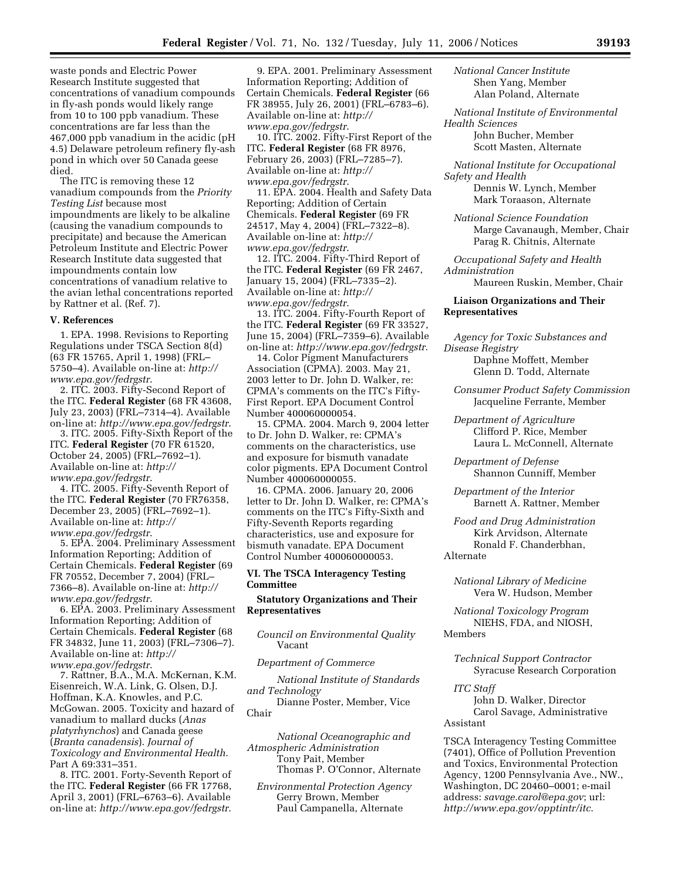waste ponds and Electric Power Research Institute suggested that concentrations of vanadium compounds in fly-ash ponds would likely range from 10 to 100 ppb vanadium. These concentrations are far less than the 467,000 ppb vanadium in the acidic (pH 4.5) Delaware petroleum refinery fly-ash pond in which over 50 Canada geese died.

The ITC is removing these 12 vanadium compounds from the *Priority Testing List* because most impoundments are likely to be alkaline (causing the vanadium compounds to precipitate) and because the American Petroleum Institute and Electric Power Research Institute data suggested that impoundments contain low concentrations of vanadium relative to the avian lethal concentrations reported by Rattner et al. (Ref. 7).

### V. References

1. EPA. 1998. Revisions to Reporting Regulations under TSCA Section 8(d) (63 FR 15765, April 1, 1998) (FRL–5750–4). Available on-line at: *http://www.epa.gov/fedrgstr*.
2. ITC. 2003. Fifty-Second Report of the ITC. **Federal Register** (68 FR 43608, July 23, 2003) (FRL–7314–4). Available on-line at: *http://www.epa.gov/fedrgstr*.
3. ITC. 2005. Fifty-Sixth Report of the ITC. **Federal Register** (70 FR 61520, October 24, 2005) (FRL–7692–1). Available on-line at: *http://www.epa.gov/fedrgstr*.
4. ITC. 2005. Fifty-Seventh Report of the ITC. **Federal Register** (70 FR76358, December 23, 2005) (FRL–7692–1). Available on-line at: *http://www.epa.gov/fedrgstr*.
5. EPA. 2004. Preliminary Assessment Information Reporting; Addition of Certain Chemicals. **Federal Register** (69 FR 70552, December 7, 2004) (FRL–7366–8). Available on-line at: *http://www.epa.gov/fedrgstr*.
6. EPA. 2003. Preliminary Assessment Information Reporting; Addition of Certain Chemicals. **Federal Register** (68 FR 34832, June 11, 2003) (FRL–7306–7). Available on-line at: *http://www.epa.gov/fedrgstr*.
7. Rattner, B.A., M.A. McKernan, K.M. Eisenreich, W.A. Link, G. Olsen, D.J. Hoffman, K.A. Knowles, and P.C. McGowan. 2005. Toxicity and hazard of vanadium to mallard ducks (*Anas platyrhynchos*) and Canada geese (*Branta canadensis*). *Journal of Toxicology and Environmental Health*. Part A 69:331–351.
8. ITC. 2001. Forty-Seventh Report of the ITC. **Federal Register** (66 FR 17768, April 3, 2001) (FRL–6763–6). Available on-line at: *http://www.epa.gov/fedrgstr*.
9. EPA. 2001. Preliminary Assessment Information Reporting; Addition of Certain Chemicals. **Federal Register** (66 FR 38955, July 26, 2001) (FRL–6783–6). Available on-line at: *http://www.epa.gov/fedrgstr*.
10. ITC. 2002. Fifty-First Report of the ITC. **Federal Register** (68 FR 8976, February 26, 2003) (FRL–7285–7). Available on-line at: *http://www.epa.gov/fedrgstr*.
11. EPA. 2004. Health and Safety Data Reporting; Addition of Certain Chemicals. **Federal Register** (69 FR 24517, May 4, 2004) (FRL–7322–8). Available on-line at: *http://www.epa.gov/fedrgstr*.
12. ITC. 2004. Fifty-Third Report of the ITC. **Federal Register** (69 FR 2467, January 15, 2004) (FRL–7335–2). Available on-line at: *http://www.epa.gov/fedrgstr*.
13. ITC. 2004. Fifty-Fourth Report of the ITC. **Federal Register** (69 FR 33527, June 15, 2004) (FRL–7359–6). Available on-line at: *http://www.epa.gov/fedrgstr*.
14. Color Pigment Manufacturers Association (CPMA). 2003. May 21, 2003 letter to Dr. John D. Walker, re: CPMA's comments on the ITC's Fifty-First Report. EPA Document Control Number 400060000054.
15. CPMA. 2004. March 9, 2004 letter to Dr. John D. Walker, re: CPMA's comments on the characteristics, use and exposure for bismuth vanadate color pigments. EPA Document Control Number 400060000055.
16. CPMA. 2006. January 20, 2006 letter to Dr. John D. Walker, re: CPMA's comments on the ITC's Fifty-Sixth and Fifty-Seventh Reports regarding characteristics, use and exposure for bismuth vanadate. EPA Document Control Number 400060000053.

### VI. The TSCA Interagency Testing Committee

#### Statutory Organizations and Their Representatives

*Council on Environmental Quality*
Vacant

*Department of Commerce*

*National Institute of Standards and Technology*
Dianne Poster, Member, Vice Chair

*National Oceanographic and Atmospheric Administration*
Tony Pait, Member
Thomas P. O'Connor, Alternate

*Environmental Protection Agency*
Gerry Brown, Member
Paul Campanella, Alternate

*National Cancer Institute*
Shen Yang, Member
Alan Poland, Alternate

*National Institute of Environmental Health Sciences*
John Bucher, Member
Scott Masten, Alternate

*National Institute for Occupational Safety and Health*
Dennis W. Lynch, Member
Mark Toraason, Alternate

*National Science Foundation*
Marge Cavanaugh, Member, Chair
Parag R. Chitnis, Alternate

*Occupational Safety and Health Administration*
Maureen Ruskin, Member, Chair

#### Liaison Organizations and Their Representatives

*Agency for Toxic Substances and Disease Registry*
Daphne Moffett, Member
Glenn D. Todd, Alternate

*Consumer Product Safety Commission*
Jacqueline Ferrante, Member

*Department of Agriculture*
Clifford P. Rice, Member
Laura L. McConnell, Alternate

*Department of Defense*
Shannon Cunniff, Member

*Department of the Interior*
Barnett A. Rattner, Member

*Food and Drug Administration*
Kirk Arvidson, Alternate
Ronald F. Chanderbhan, Alternate

*National Library of Medicine*
Vera W. Hudson, Member

*National Toxicology Program*
NIEHS, FDA, and NIOSH, Members

*Technical Support Contractor*
Syracuse Research Corporation

*ITC Staff*
John D. Walker, Director
Carol Savage, Administrative Assistant

TSCA Interagency Testing Committee (7401), Office of Pollution Prevention and Toxics, Environmental Protection Agency, 1200 Pennsylvania Ave., NW., Washington, DC 20460–0001; e-mail address: *savage.carol@epa.gov*; url: *http://www.epa.gov/opptintr/itc*.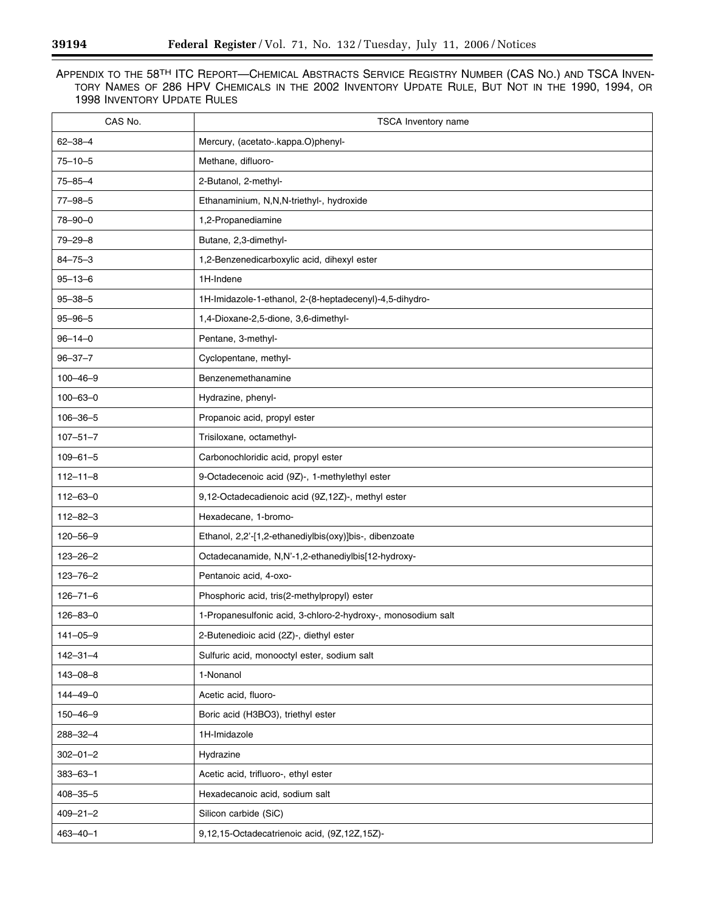APPENDIX TO THE 58TH ITC REPORT—CHEMICAL ABSTRACTS SERVICE REGISTRY NUMBER (CAS NO.) AND TSCA INVENTORY NAMES OF 286 HPV CHEMICALS IN THE 2002 INVENTORY UPDATE RULE, BUT NOT IN THE 1990, 1994, OR 1998 INVENTORY UPDATE RULES

| CAS No. | TSCA Inventory name |
|---|---|
| 62–38–4 | Mercury, (acetato-.kappa.O)phenyl- |
| 75–10–5 | Methane, difluoro- |
| 75–85–4 | 2-Butanol, 2-methyl- |
| 77–98–5 | Ethanaminium, N,N,N-triethyl-, hydroxide |
| 78–90–0 | 1,2-Propanediamine |
| 79–29–8 | Butane, 2,3-dimethyl- |
| 84–75–3 | 1,2-Benzenedicarboxylic acid, dihexyl ester |
| 95–13–6 | 1H-Indene |
| 95–38–5 | 1H-Imidazole-1-ethanol, 2-(8-heptadecenyl)-4,5-dihydro- |
| 95–96–5 | 1,4-Dioxane-2,5-dione, 3,6-dimethyl- |
| 96–14–0 | Pentane, 3-methyl- |
| 96–37–7 | Cyclopentane, methyl- |
| 100–46–9 | Benzenemethanamine |
| 100–63–0 | Hydrazine, phenyl- |
| 106–36–5 | Propanoic acid, propyl ester |
| 107–51–7 | Trisiloxane, octamethyl- |
| 109–61–5 | Carbonochloridic acid, propyl ester |
| 112–11–8 | 9-Octadecenoic acid (9Z)-, 1-methylethyl ester |
| 112–63–0 | 9,12-Octadecadienoic acid (9Z,12Z)-, methyl ester |
| 112–82–3 | Hexadecane, 1-bromo- |
| 120–56–9 | Ethanol, 2,2'-[1,2-ethanediylbis(oxy)]bis-, dibenzoate |
| 123–26–2 | Octadecanamide, N,N'-1,2-ethanediylbis[12-hydroxy- |
| 123–76–2 | Pentanoic acid, 4-oxo- |
| 126–71–6 | Phosphoric acid, tris(2-methylpropyl) ester |
| 126–83–0 | 1-Propanesulfonic acid, 3-chloro-2-hydroxy-, monosodium salt |
| 141–05–9 | 2-Butenedioic acid (2Z)-, diethyl ester |
| 142–31–4 | Sulfuric acid, monooctyl ester, sodium salt |
| 143–08–8 | 1-Nonanol |
| 144–49–0 | Acetic acid, fluoro- |
| 150–46–9 | Boric acid (H3BO3), triethyl ester |
| 288–32–4 | 1H-Imidazole |
| 302–01–2 | Hydrazine |
| 383–63–1 | Acetic acid, trifluoro-, ethyl ester |
| 408–35–5 | Hexadecanoic acid, sodium salt |
| 409–21–2 | Silicon carbide (SiC) |
| 463–40–1 | 9,12,15-Octadecatrienoic acid, (9Z,12Z,15Z)- |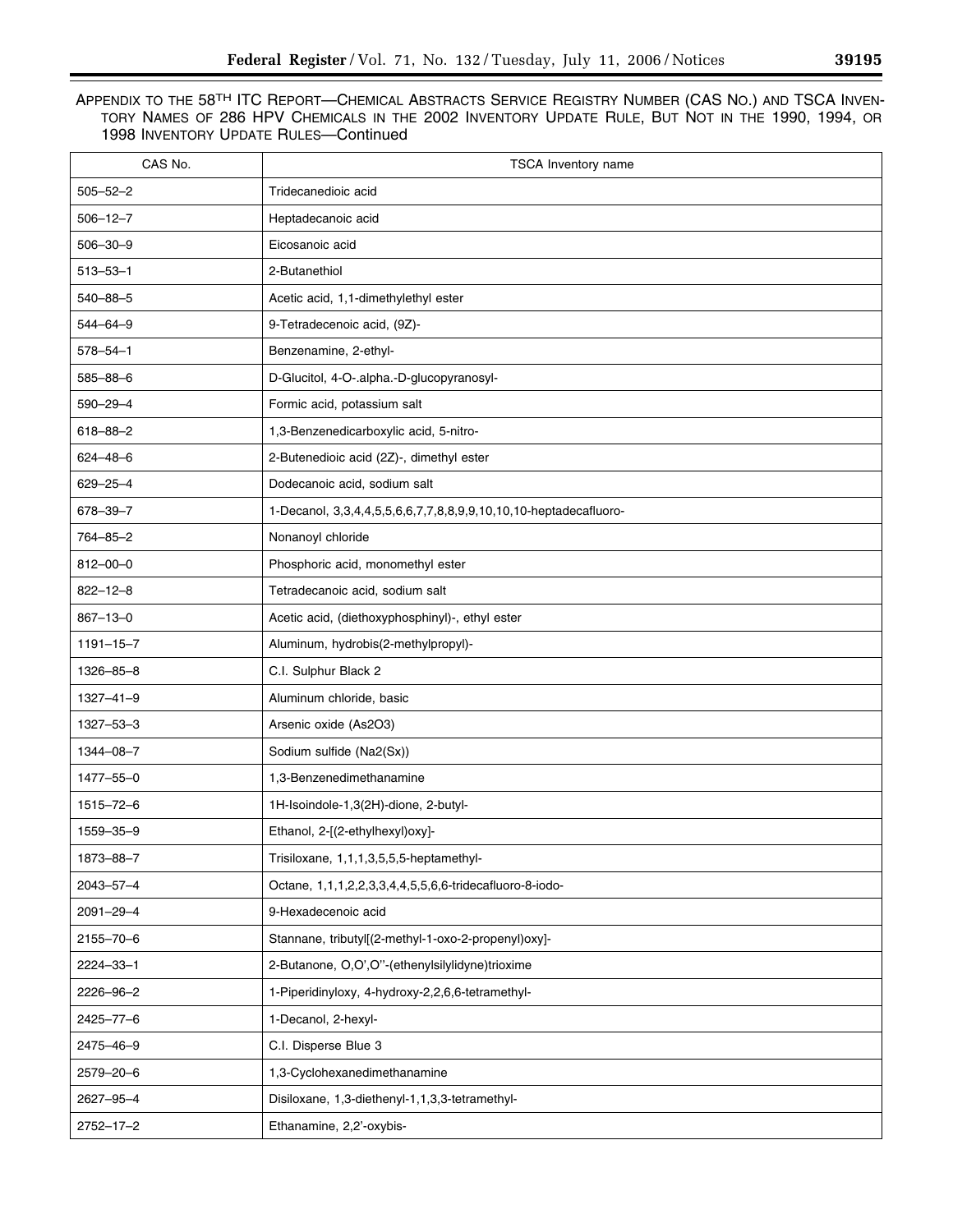APPENDIX TO THE 58TH ITC REPORT—CHEMICAL ABSTRACTS SERVICE REGISTRY NUMBER (CAS NO.) AND TSCA INVENTORY NAMES OF 286 HPV CHEMICALS IN THE 2002 INVENTORY UPDATE RULE, BUT NOT IN THE 1990, 1994, OR 1998 INVENTORY UPDATE RULES—Continued

| CAS No. | TSCA Inventory name |
|---|---|
| 505–52–2 | Tridecanedioic acid |
| 506–12–7 | Heptadecanoic acid |
| 506–30–9 | Eicosanoic acid |
| 513–53–1 | 2-Butanethiol |
| 540–88–5 | Acetic acid, 1,1-dimethylethyl ester |
| 544–64–9 | 9-Tetradecenoic acid, (9Z)- |
| 578–54–1 | Benzenamine, 2-ethyl- |
| 585–88–6 | D-Glucitol, 4-O-.alpha.-D-glucopyranosyl- |
| 590–29–4 | Formic acid, potassium salt |
| 618–88–2 | 1,3-Benzenedicarboxylic acid, 5-nitro- |
| 624–48–6 | 2-Butenedioic acid (2Z)-, dimethyl ester |
| 629–25–4 | Dodecanoic acid, sodium salt |
| 678–39–7 | 1-Decanol, 3,3,4,4,5,5,6,6,7,7,8,8,9,9,10,10,10-heptadecafluoro- |
| 764–85–2 | Nonanoyl chloride |
| 812–00–0 | Phosphoric acid, monomethyl ester |
| 822–12–8 | Tetradecanoic acid, sodium salt |
| 867–13–0 | Acetic acid, (diethoxyphosphinyl)-, ethyl ester |
| 1191–15–7 | Aluminum, hydrobis(2-methylpropyl)- |
| 1326–85–8 | C.I. Sulphur Black 2 |
| 1327–41–9 | Aluminum chloride, basic |
| 1327–53–3 | Arsenic oxide (As2O3) |
| 1344–08–7 | Sodium sulfide (Na2(Sx)) |
| 1477–55–0 | 1,3-Benzenedimethanamine |
| 1515–72–6 | 1H-Isoindole-1,3(2H)-dione, 2-butyl- |
| 1559–35–9 | Ethanol, 2-[(2-ethylhexyl)oxy]- |
| 1873–88–7 | Trisiloxane, 1,1,1,3,5,5,5-heptamethyl- |
| 2043–57–4 | Octane, 1,1,1,2,2,3,3,4,4,5,5,6,6-tridecafluoro-8-iodo- |
| 2091–29–4 | 9-Hexadecenoic acid |
| 2155–70–6 | Stannane, tributyl[(2-methyl-1-oxo-2-propenyl)oxy]- |
| 2224–33–1 | 2-Butanone, O,O',O''-(ethenylsilylidyne)trioxime |
| 2226–96–2 | 1-Piperidinyloxy, 4-hydroxy-2,2,6,6-tetramethyl- |
| 2425–77–6 | 1-Decanol, 2-hexyl- |
| 2475–46–9 | C.I. Disperse Blue 3 |
| 2579–20–6 | 1,3-Cyclohexanedimethanamine |
| 2627–95–4 | Disiloxane, 1,3-diethenyl-1,1,3,3-tetramethyl- |
| 2752–17–2 | Ethanamine, 2,2'-oxybis- |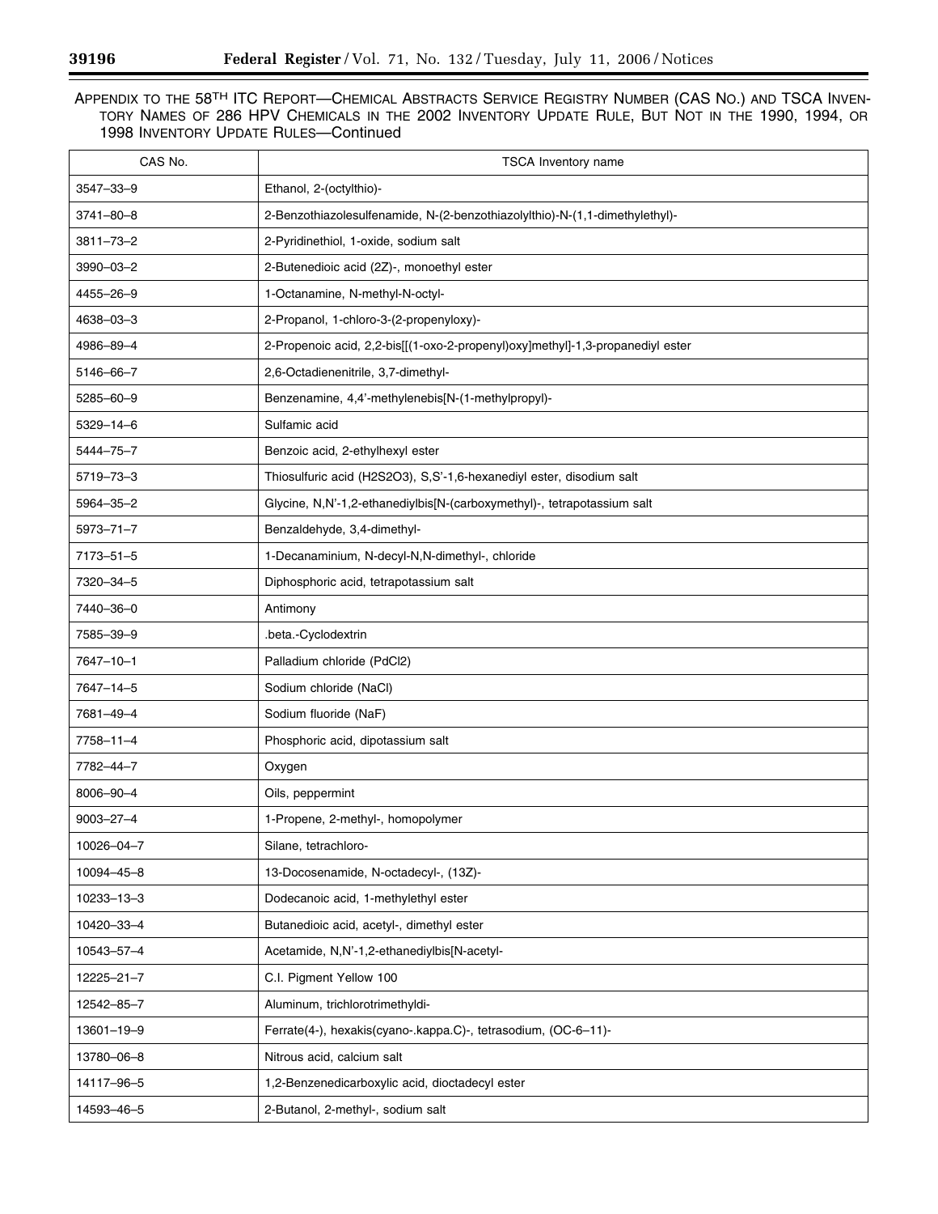APPENDIX TO THE 58TH ITC REPORT—CHEMICAL ABSTRACTS SERVICE REGISTRY NUMBER (CAS NO.) AND TSCA INVENTORY NAMES OF 286 HPV CHEMICALS IN THE 2002 INVENTORY UPDATE RULE, BUT NOT IN THE 1990, 1994, OR 1998 INVENTORY UPDATE RULES—Continued

| CAS No. | TSCA Inventory name |
| --- | --- |
| 3547–33–9 | Ethanol, 2-(octylthio)- |
| 3741–80–8 | 2-Benzothiazolesulfenamide, N-(2-benzothiazolylthio)-N-(1,1-dimethylethyl)- |
| 3811–73–2 | 2-Pyridinethiol, 1-oxide, sodium salt |
| 3990–03–2 | 2-Butenedioic acid (2Z)-, monoethyl ester |
| 4455–26–9 | 1-Octanamine, N-methyl-N-octyl- |
| 4638–03–3 | 2-Propanol, 1-chloro-3-(2-propenyloxy)- |
| 4986–89–4 | 2-Propenoic acid, 2,2-bis[[(1-oxo-2-propenyl)oxy]methyl]-1,3-propanediyl ester |
| 5146–66–7 | 2,6-Octadienenitrile, 3,7-dimethyl- |
| 5285–60–9 | Benzenamine, 4,4'-methylenebis[N-(1-methylpropyl)- |
| 5329–14–6 | Sulfamic acid |
| 5444–75–7 | Benzoic acid, 2-ethylhexyl ester |
| 5719–73–3 | Thiosulfuric acid (H2S2O3), S,S'-1,6-hexanediyl ester, disodium salt |
| 5964–35–2 | Glycine, N,N'-1,2-ethanediylbis[N-(carboxymethyl)-, tetrapotassium salt |
| 5973–71–7 | Benzaldehyde, 3,4-dimethyl- |
| 7173–51–5 | 1-Decanaminium, N-decyl-N,N-dimethyl-, chloride |
| 7320–34–5 | Diphosphoric acid, tetrapotassium salt |
| 7440–36–0 | Antimony |
| 7585–39–9 | .beta.-Cyclodextrin |
| 7647–10–1 | Palladium chloride (PdCl2) |
| 7647–14–5 | Sodium chloride (NaCl) |
| 7681–49–4 | Sodium fluoride (NaF) |
| 7758–11–4 | Phosphoric acid, dipotassium salt |
| 7782–44–7 | Oxygen |
| 8006–90–4 | Oils, peppermint |
| 9003–27–4 | 1-Propene, 2-methyl-, homopolymer |
| 10026–04–7 | Silane, tetrachloro- |
| 10094–45–8 | 13-Docosenamide, N-octadecyl-, (13Z)- |
| 10233–13–3 | Dodecanoic acid, 1-methylethyl ester |
| 10420–33–4 | Butanedioic acid, acetyl-, dimethyl ester |
| 10543–57–4 | Acetamide, N,N'-1,2-ethanediylbis[N-acetyl- |
| 12225–21–7 | C.I. Pigment Yellow 100 |
| 12542–85–7 | Aluminum, trichlorotrimethyldi- |
| 13601–19–9 | Ferrate(4-), hexakis(cyano-.kappa.C)-, tetrasodium, (OC-6–11)- |
| 13780–06–8 | Nitrous acid, calcium salt |
| 14117–96–5 | 1,2-Benzenedicarboxylic acid, dioctadecyl ester |
| 14593–46–5 | 2-Butanol, 2-methyl-, sodium salt |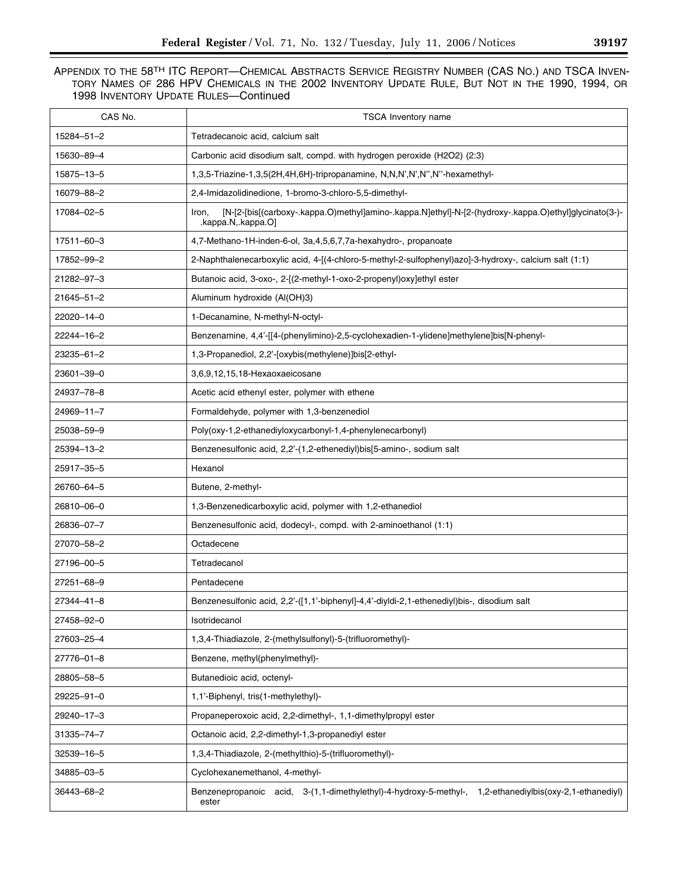APPENDIX TO THE 58TH ITC REPORT—CHEMICAL ABSTRACTS SERVICE REGISTRY NUMBER (CAS NO.) AND TSCA INVENTORY NAMES OF 286 HPV CHEMICALS IN THE 2002 INVENTORY UPDATE RULE, BUT NOT IN THE 1990, 1994, OR 1998 INVENTORY UPDATE RULES—Continued

| CAS No. | TSCA Inventory name |
|---|---|
| 15284–51–2 | Tetradecanoic acid, calcium salt |
| 15630–89–4 | Carbonic acid disodium salt, compd. with hydrogen peroxide (H2O2) (2:3) |
| 15875–13–5 | 1,3,5-Triazine-1,3,5(2H,4H,6H)-tripropanamine, N,N,N',N',N'',N''-hexamethyl- |
| 16079–88–2 | 2,4-Imidazolidinedione, 1-bromo-3-chloro-5,5-dimethyl- |
| 17084–02–5 | Iron, [N-[2-[bis[(carboxy-.kappa.O)methyl]amino-.kappa.N]ethyl]-N-[2-(hydroxy-.kappa.O)ethyl]glycinato(3-)-.kappa.N,.kappa.O] |
| 17511–60–3 | 4,7-Methano-1H-inden-6-ol, 3a,4,5,6,7,7a-hexahydro-, propanoate |
| 17852–99–2 | 2-Naphthalenecarboxylic acid, 4-[(4-chloro-5-methyl-2-sulfophenyl)azo]-3-hydroxy-, calcium salt (1:1) |
| 21282–97–3 | Butanoic acid, 3-oxo-, 2-[(2-methyl-1-oxo-2-propenyl)oxy]ethyl ester |
| 21645–51–2 | Aluminum hydroxide (Al(OH)3) |
| 22020–14–0 | 1-Decanamine, N-methyl-N-octyl- |
| 22244–16–2 | Benzenamine, 4,4'-[[4-(phenylimino)-2,5-cyclohexadien-1-ylidene]methylene]bis[N-phenyl- |
| 23235–61–2 | 1,3-Propanediol, 2,2'-[oxybis(methylene)]bis[2-ethyl- |
| 23601–39–0 | 3,6,9,12,15,18-Hexaoxaeicosane |
| 24937–78–8 | Acetic acid ethenyl ester, polymer with ethene |
| 24969–11–7 | Formaldehyde, polymer with 1,3-benzenediol |
| 25038–59–9 | Poly(oxy-1,2-ethanediyloxycarbonyl-1,4-phenylenecarbonyl) |
| 25394–13–2 | Benzenesulfonic acid, 2,2'-(1,2-ethenediyl)bis[5-amino-, sodium salt |
| 25917–35–5 | Hexanol |
| 26760–64–5 | Butene, 2-methyl- |
| 26810–06–0 | 1,3-Benzenedicarboxylic acid, polymer with 1,2-ethanediol |
| 26836–07–7 | Benzenesulfonic acid, dodecyl-, compd. with 2-aminoethanol (1:1) |
| 27070–58–2 | Octadecene |
| 27196–00–5 | Tetradecanol |
| 27251–68–9 | Pentadecene |
| 27344–41–8 | Benzenesulfonic acid, 2,2'-([1,1'-biphenyl]-4,4'-diyldi-2,1-ethenediyl)bis-, disodium salt |
| 27458–92–0 | Isotridecanol |
| 27603–25–4 | 1,3,4-Thiadiazole, 2-(methylsulfonyl)-5-(trifluoromethyl)- |
| 27776–01–8 | Benzene, methyl(phenylmethyl)- |
| 28805–58–5 | Butanedioic acid, octenyl- |
| 29225–91–0 | 1,1'-Biphenyl, tris(1-methylethyl)- |
| 29240–17–3 | Propaneperoxoic acid, 2,2-dimethyl-, 1,1-dimethylpropyl ester |
| 31335–74–7 | Octanoic acid, 2,2-dimethyl-1,3-propanediyl ester |
| 32539–16–5 | 1,3,4-Thiadiazole, 2-(methylthio)-5-(trifluoromethyl)- |
| 34885–03–5 | Cyclohexanemethanol, 4-methyl- |
| 36443–68–2 | Benzenepropanoic acid, 3-(1,1-dimethylethyl)-4-hydroxy-5-methyl-, 1,2-ethanediylbis(oxy-2,1-ethanediyl) ester |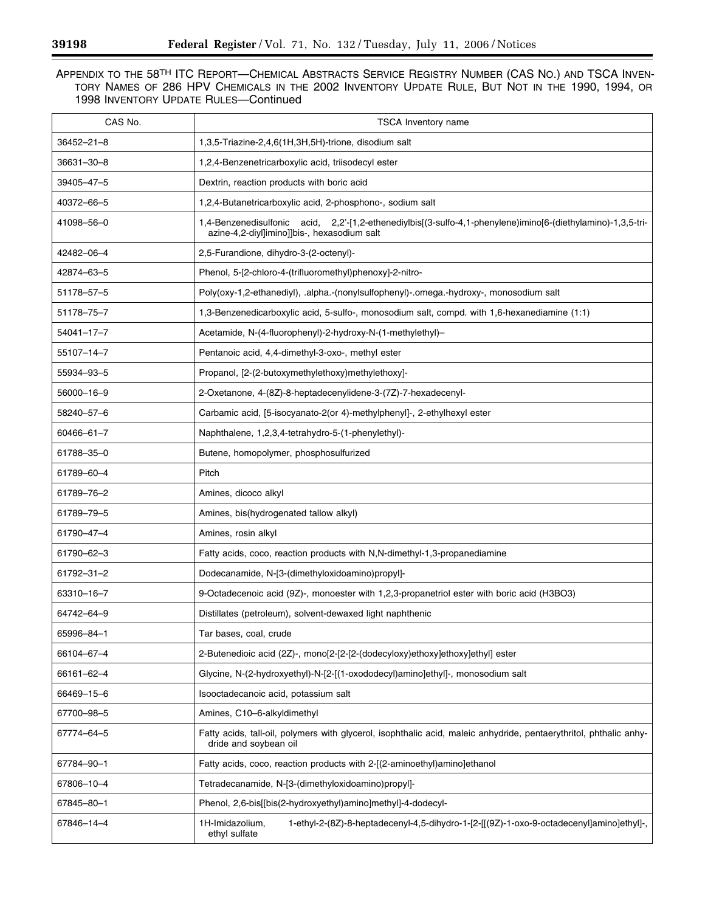APPENDIX TO THE 58TH ITC REPORT—CHEMICAL ABSTRACTS SERVICE REGISTRY NUMBER (CAS NO.) AND TSCA INVENTORY NAMES OF 286 HPV CHEMICALS IN THE 2002 INVENTORY UPDATE RULE, BUT NOT IN THE 1990, 1994, OR 1998 INVENTORY UPDATE RULES—Continued

| CAS No. | TSCA Inventory name |
|---|---|
| 36452–21–8 | 1,3,5-Triazine-2,4,6(1H,3H,5H)-trione, disodium salt |
| 36631–30–8 | 1,2,4-Benzenetricarboxylic acid, triisodecyl ester |
| 39405–47–5 | Dextrin, reaction products with boric acid |
| 40372–66–5 | 1,2,4-Butanetricarboxylic acid, 2-phosphono-, sodium salt |
| 41098–56–0 | 1,4-Benzenedisulfonic acid, 2,2'-[1,2-ethenediylbis[(3-sulfo-4,1-phenylene)imino[6-(diethylamino)-1,3,5-triazine-4,2-diyl]imino]]bis-, hexasodium salt |
| 42482–06–4 | 2,5-Furandione, dihydro-3-(2-octenyl)- |
| 42874–63–5 | Phenol, 5-[2-chloro-4-(trifluoromethyl)phenoxy]-2-nitro- |
| 51178–57–5 | Poly(oxy-1,2-ethanediyl), .alpha.-(nonylsulfophenyl)-.omega.-hydroxy-, monosodium salt |
| 51178–75–7 | 1,3-Benzenedicarboxylic acid, 5-sulfo-, monosodium salt, compd. with 1,6-hexanediamine (1:1) |
| 54041–17–7 | Acetamide, N-(4-fluorophenyl)-2-hydroxy-N-(1-methylethyl)– |
| 55107–14–7 | Pentanoic acid, 4,4-dimethyl-3-oxo-, methyl ester |
| 55934–93–5 | Propanol, [2-(2-butoxymethylethoxy)methylethoxy]- |
| 56000–16–9 | 2-Oxetanone, 4-(8Z)-8-heptadecenylidene-3-(7Z)-7-hexadecenyl- |
| 58240–57–6 | Carbamic acid, [5-isocyanato-2(or 4)-methylphenyl]-, 2-ethylhexyl ester |
| 60466–61–7 | Naphthalene, 1,2,3,4-tetrahydro-5-(1-phenylethyl)- |
| 61788–35–0 | Butene, homopolymer, phosphosulfurized |
| 61789–60–4 | Pitch |
| 61789–76–2 | Amines, dicoco alkyl |
| 61789–79–5 | Amines, bis(hydrogenated tallow alkyl) |
| 61790–47–4 | Amines, rosin alkyl |
| 61790–62–3 | Fatty acids, coco, reaction products with N,N-dimethyl-1,3-propanediamine |
| 61792–31–2 | Dodecanamide, N-[3-(dimethyloxidoamino)propyl]- |
| 63310–16–7 | 9-Octadecenoic acid (9Z)-, monoester with 1,2,3-propanetriol ester with boric acid (H3BO3) |
| 64742–64–9 | Distillates (petroleum), solvent-dewaxed light naphthenic |
| 65996–84–1 | Tar bases, coal, crude |
| 66104–67–4 | 2-Butenedioic acid (2Z)-, mono[2-[2-[2-(dodecyloxy)ethoxy]ethoxy]ethyl] ester |
| 66161–62–4 | Glycine, N-(2-hydroxyethyl)-N-[2-[(1-oxododecyl)amino]ethyl]-, monosodium salt |
| 66469–15–6 | Isooctadecanoic acid, potassium salt |
| 67700–98–5 | Amines, C10–6-alkyldimethyl |
| 67774–64–5 | Fatty acids, tall-oil, polymers with glycerol, isophthalic acid, maleic anhydride, pentaerythritol, phthalic anhydride and soybean oil |
| 67784–90–1 | Fatty acids, coco, reaction products with 2-[(2-aminoethyl)amino]ethanol |
| 67806–10–4 | Tetradecanamide, N-[3-(dimethyloxidoamino)propyl]- |
| 67845–80–1 | Phenol, 2,6-bis[[bis(2-hydroxyethyl)amino]methyl]-4-dodecyl- |
| 67846–14–4 | 1H-Imidazolium, 1-ethyl-2-(8Z)-8-heptadecenyl-4,5-dihydro-1-[2-[[(9Z)-1-oxo-9-octadecenyl]amino]ethyl]-, ethyl sulfate |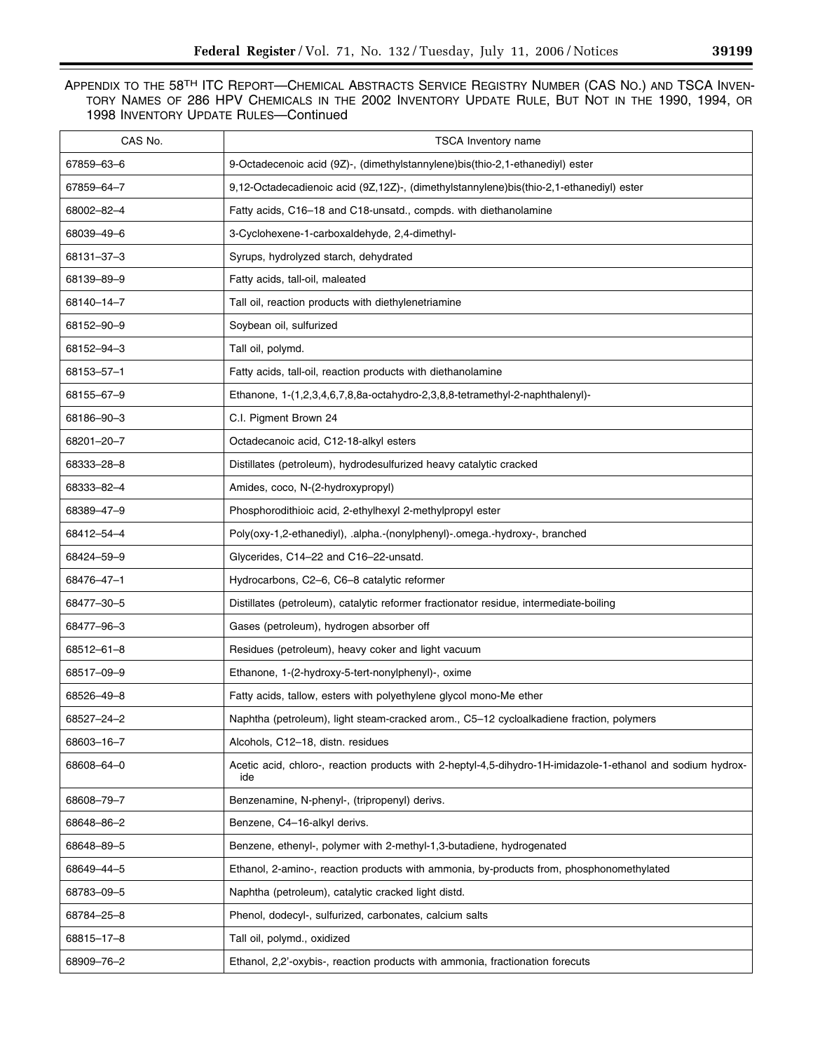APPENDIX TO THE 58TH ITC REPORT—CHEMICAL ABSTRACTS SERVICE REGISTRY NUMBER (CAS NO.) AND TSCA INVENTORY NAMES OF 286 HPV CHEMICALS IN THE 2002 INVENTORY UPDATE RULE, BUT NOT IN THE 1990, 1994, OR 1998 INVENTORY UPDATE RULES—Continued

| CAS No. | TSCA Inventory name |
|---|---|
| 67859–63–6 | 9-Octadecenoic acid (9Z)-, (dimethylstannylene)bis(thio-2,1-ethanediyl) ester |
| 67859–64–7 | 9,12-Octadecadienoic acid (9Z,12Z)-, (dimethylstannylene)bis(thio-2,1-ethanediyl) ester |
| 68002–82–4 | Fatty acids, C16–18 and C18-unsatd., compds. with diethanolamine |
| 68039–49–6 | 3-Cyclohexene-1-carboxaldehyde, 2,4-dimethyl- |
| 68131–37–3 | Syrups, hydrolyzed starch, dehydrated |
| 68139–89–9 | Fatty acids, tall-oil, maleated |
| 68140–14–7 | Tall oil, reaction products with diethylenetriamine |
| 68152–90–9 | Soybean oil, sulfurized |
| 68152–94–3 | Tall oil, polymd. |
| 68153–57–1 | Fatty acids, tall-oil, reaction products with diethanolamine |
| 68155–67–9 | Ethanone, 1-(1,2,3,4,6,7,8,8a-octahydro-2,3,8,8-tetramethyl-2-naphthalenyl)- |
| 68186–90–3 | C.I. Pigment Brown 24 |
| 68201–20–7 | Octadecanoic acid, C12-18-alkyl esters |
| 68333–28–8 | Distillates (petroleum), hydrodesulfurized heavy catalytic cracked |
| 68333–82–4 | Amides, coco, N-(2-hydroxypropyl) |
| 68389–47–9 | Phosphorodithioic acid, 2-ethylhexyl 2-methylpropyl ester |
| 68412–54–4 | Poly(oxy-1,2-ethanediyl), .alpha.-(nonylphenyl)-.omega.-hydroxy-, branched |
| 68424–59–9 | Glycerides, C14–22 and C16–22-unsatd. |
| 68476–47–1 | Hydrocarbons, C2–6, C6–8 catalytic reformer |
| 68477–30–5 | Distillates (petroleum), catalytic reformer fractionator residue, intermediate-boiling |
| 68477–96–3 | Gases (petroleum), hydrogen absorber off |
| 68512–61–8 | Residues (petroleum), heavy coker and light vacuum |
| 68517–09–9 | Ethanone, 1-(2-hydroxy-5-tert-nonylphenyl)-, oxime |
| 68526–49–8 | Fatty acids, tallow, esters with polyethylene glycol mono-Me ether |
| 68527–24–2 | Naphtha (petroleum), light steam-cracked arom., C5–12 cycloalkadiene fraction, polymers |
| 68603–16–7 | Alcohols, C12–18, distn. residues |
| 68608–64–0 | Acetic acid, chloro-, reaction products with 2-heptyl-4,5-dihydro-1H-imidazole-1-ethanol and sodium hydroxide |
| 68608–79–7 | Benzenamine, N-phenyl-, (tripropenyl) derivs. |
| 68648–86–2 | Benzene, C4–16-alkyl derivs. |
| 68648–89–5 | Benzene, ethenyl-, polymer with 2-methyl-1,3-butadiene, hydrogenated |
| 68649–44–5 | Ethanol, 2-amino-, reaction products with ammonia, by-products from, phosphonomethylated |
| 68783–09–5 | Naphtha (petroleum), catalytic cracked light distd. |
| 68784–25–8 | Phenol, dodecyl-, sulfurized, carbonates, calcium salts |
| 68815–17–8 | Tall oil, polymd., oxidized |
| 68909–76–2 | Ethanol, 2,2'-oxybis-, reaction products with ammonia, fractionation forecuts |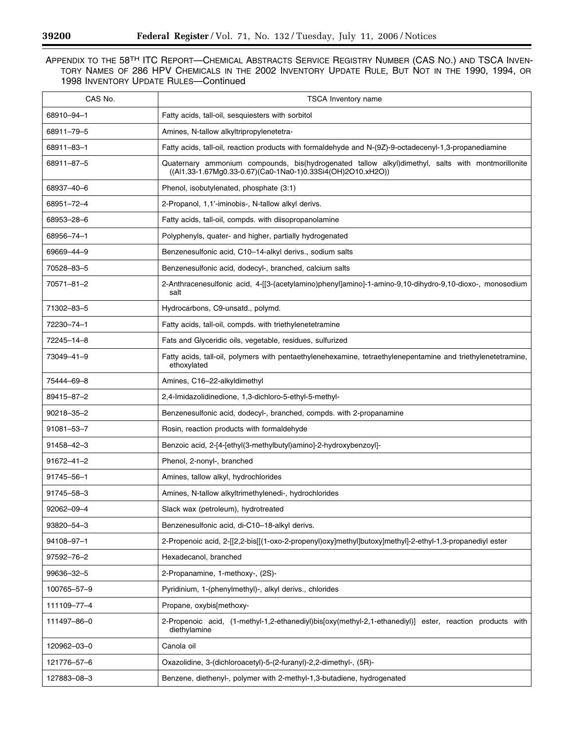APPENDIX TO THE 58TH ITC REPORT—CHEMICAL ABSTRACTS SERVICE REGISTRY NUMBER (CAS NO.) AND TSCA INVENTORY NAMES OF 286 HPV CHEMICALS IN THE 2002 INVENTORY UPDATE RULE, BUT NOT IN THE 1990, 1994, OR 1998 INVENTORY UPDATE RULES—Continued

| CAS No. | TSCA Inventory name |
|---|---|
| 68910–94–1 | Fatty acids, tall-oil, sesquiesters with sorbitol |
| 68911–79–5 | Amines, N-tallow alkyltripropylenetetra- |
| 68911–83–1 | Fatty acids, tall-oil, reaction products with formaldehyde and N-(9Z)-9-octadecenyl-1,3-propanediamine |
| 68911–87–5 | Quaternary ammonium compounds, bis(hydrogenated tallow alkyl)dimethyl, salts with montmorillonite ((Al1.33-1.67Mg0.33-0.67)(Ca0-1Na0-1)0.33Si4(OH)2O10.xH2O)) |
| 68937–40–6 | Phenol, isobutylenated, phosphate (3:1) |
| 68951–72–4 | 2-Propanol, 1,1'-iminobis-, N-tallow alkyl derivs. |
| 68953–28–6 | Fatty acids, tall-oil, compds. with diisopropanolamine |
| 68956–74–1 | Polyphenyls, quater- and higher, partially hydrogenated |
| 69669–44–9 | Benzenesulfonic acid, C10–14-alkyl derivs., sodium salts |
| 70528–83–5 | Benzenesulfonic acid, dodecyl-, branched, calcium salts |
| 70571–81–2 | 2-Anthracenesulfonic acid, 4-[[3-(acetylamino)phenyl]amino]-1-amino-9,10-dihydro-9,10-dioxo-, monosodium salt |
| 71302–83–5 | Hydrocarbons, C9-unsatd., polymd. |
| 72230–74–1 | Fatty acids, tall-oil, compds. with triethylenetetramine |
| 72245–14–8 | Fats and Glyceridic oils, vegetable, residues, sulfurized |
| 73049–41–9 | Fatty acids, tall-oil, polymers with pentaethylenehexamine, tetraethylenepentamine and triethylenetetramine, ethoxylated |
| 75444–69–8 | Amines, C16–22-alkyldimethyl |
| 89415–87–2 | 2,4-Imidazolidinedione, 1,3-dichloro-5-ethyl-5-methyl- |
| 90218–35–2 | Benzenesulfonic acid, dodecyl-, branched, compds. with 2-propanamine |
| 91081–53–7 | Rosin, reaction products with formaldehyde |
| 91458–42–3 | Benzoic acid, 2-[4-[ethyl(3-methylbutyl)amino]-2-hydroxybenzoyl]- |
| 91672–41–2 | Phenol, 2-nonyl-, branched |
| 91745–56–1 | Amines, tallow alkyl, hydrochlorides |
| 91745–58–3 | Amines, N-tallow alkyltrimethylenedi-, hydrochlorides |
| 92062–09–4 | Slack wax (petroleum), hydrotreated |
| 93820–54–3 | Benzenesulfonic acid, di-C10–18-alkyl derivs. |
| 94108–97–1 | 2-Propenoic acid, 2-[[2,2-bis[[(1-oxo-2-propenyl)oxy]methyl]butoxy]methyl]-2-ethyl-1,3-propanediyl ester |
| 97592–76–2 | Hexadecanol, branched |
| 99636–32–5 | 2-Propanamine, 1-methoxy-, (2S)- |
| 100765–57–9 | Pyridinium, 1-(phenylmethyl)-, alkyl derivs., chlorides |
| 111109–77–4 | Propane, oxybis[methoxy- |
| 111497–86–0 | 2-Propenoic acid, (1-methyl-1,2-ethanediyl)bis[oxy(methyl-2,1-ethanediyl)] ester, reaction products with diethylamine |
| 120962–03–0 | Canola oil |
| 121776–57–6 | Oxazolidine, 3-(dichloroacetyl)-5-(2-furanyl)-2,2-dimethyl-, (5R)- |
| 127883–08–3 | Benzene, diethenyl-, polymer with 2-methyl-1,3-butadiene, hydrogenated |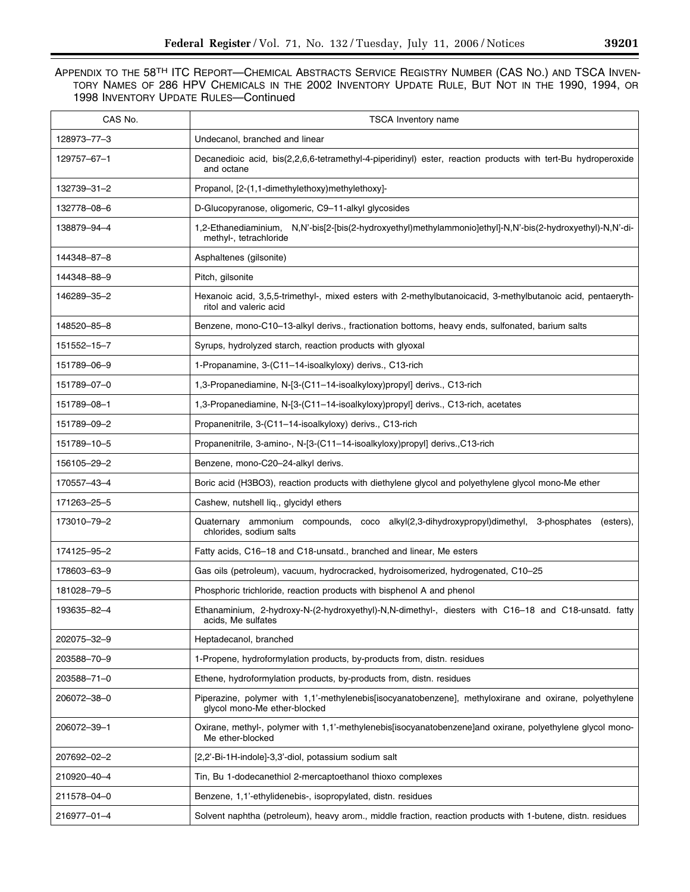APPENDIX TO THE 58TH ITC REPORT—CHEMICAL ABSTRACTS SERVICE REGISTRY NUMBER (CAS NO.) AND TSCA INVENTORY NAMES OF 286 HPV CHEMICALS IN THE 2002 INVENTORY UPDATE RULE, BUT NOT IN THE 1990, 1994, OR 1998 INVENTORY UPDATE RULES—Continued

| CAS No. | TSCA Inventory name |
|---|---|
| 128973–77–3 | Undecanol, branched and linear |
| 129757–67–1 | Decanedioic acid, bis(2,2,6,6-tetramethyl-4-piperidinyl) ester, reaction products with tert-Bu hydroperoxide and octane |
| 132739–31–2 | Propanol, [2-(1,1-dimethylethoxy)methylethoxy]- |
| 132778–08–6 | D-Glucopyranose, oligomeric, C9–11-alkyl glycosides |
| 138879–94–4 | 1,2-Ethanediaminium, N,N'-bis[2-[bis(2-hydroxyethyl)methylammonio]ethyl]-N,N'-bis(2-hydroxyethyl)-N,N'-dimethyl-, tetrachloride |
| 144348–87–8 | Asphaltenes (gilsonite) |
| 144348–88–9 | Pitch, gilsonite |
| 146289–35–2 | Hexanoic acid, 3,5,5-trimethyl-, mixed esters with 2-methylbutanoicacid, 3-methylbutanoic acid, pentaerythritol and valeric acid |
| 148520–85–8 | Benzene, mono-C10–13-alkyl derivs., fractionation bottoms, heavy ends, sulfonated, barium salts |
| 151552–15–7 | Syrups, hydrolyzed starch, reaction products with glyoxal |
| 151789–06–9 | 1-Propanamine, 3-(C11–14-isoalkyloxy) derivs., C13-rich |
| 151789–07–0 | 1,3-Propanediamine, N-[3-(C11–14-isoalkyloxy)propyl] derivs., C13-rich |
| 151789–08–1 | 1,3-Propanediamine, N-[3-(C11–14-isoalkyloxy)propyl] derivs., C13-rich, acetates |
| 151789–09–2 | Propanenitrile, 3-(C11–14-isoalkyloxy) derivs., C13-rich |
| 151789–10–5 | Propanenitrile, 3-amino-, N-[3-(C11–14-isoalkyloxy)propyl] derivs.,C13-rich |
| 156105–29–2 | Benzene, mono-C20–24-alkyl derivs. |
| 170557–43–4 | Boric acid (H3BO3), reaction products with diethylene glycol and polyethylene glycol mono-Me ether |
| 171263–25–5 | Cashew, nutshell liq., glycidyl ethers |
| 173010–79–2 | Quaternary ammonium compounds, coco alkyl(2,3-dihydroxypropyl)dimethyl, 3-phosphates (esters), chlorides, sodium salts |
| 174125–95–2 | Fatty acids, C16–18 and C18-unsatd., branched and linear, Me esters |
| 178603–63–9 | Gas oils (petroleum), vacuum, hydrocracked, hydroisomerized, hydrogenated, C10–25 |
| 181028–79–5 | Phosphoric trichloride, reaction products with bisphenol A and phenol |
| 193635–82–4 | Ethanaminium, 2-hydroxy-N-(2-hydroxyethyl)-N,N-dimethyl-, diesters with C16–18 and C18-unsatd. fatty acids, Me sulfates |
| 202075–32–9 | Heptadecanol, branched |
| 203588–70–9 | 1-Propene, hydroformylation products, by-products from, distn. residues |
| 203588–71–0 | Ethene, hydroformylation products, by-products from, distn. residues |
| 206072–38–0 | Piperazine, polymer with 1,1'-methylenebis[isocyanatobenzene], methyloxirane and oxirane, polyethylene glycol mono-Me ether-blocked |
| 206072–39–1 | Oxirane, methyl-, polymer with 1,1'-methylenebis[isocyanatobenzene]and oxirane, polyethylene glycol mono-Me ether-blocked |
| 207692–02–2 | [2,2'-Bi-1H-indole]-3,3'-diol, potassium sodium salt |
| 210920–40–4 | Tin, Bu 1-dodecanethiol 2-mercaptoethanol thioxo complexes |
| 211578–04–0 | Benzene, 1,1'-ethylidenebis-, isopropylated, distn. residues |
| 216977–01–4 | Solvent naphtha (petroleum), heavy arom., middle fraction, reaction products with 1-butene, distn. residues |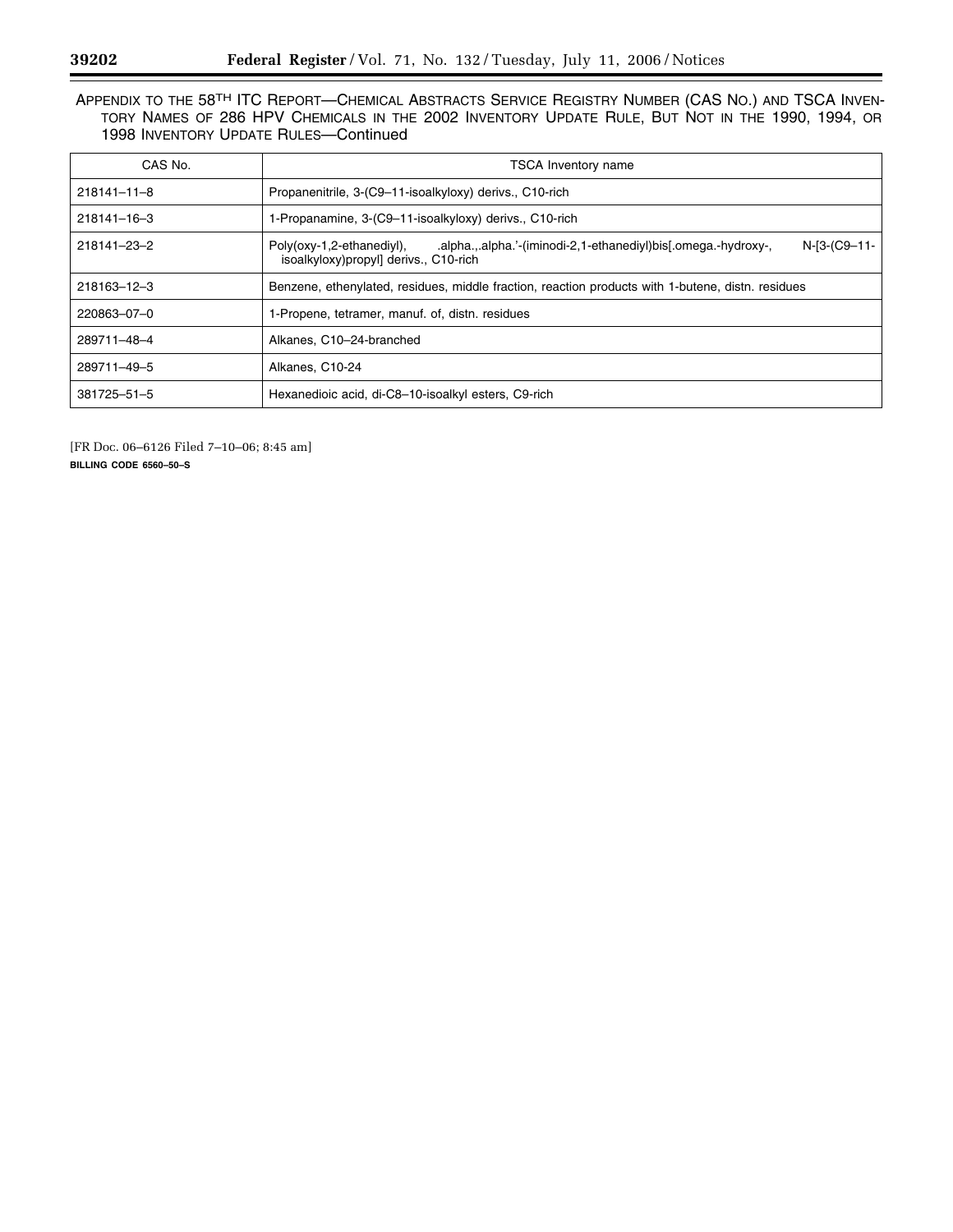APPENDIX TO THE 58TH ITC REPORT—CHEMICAL ABSTRACTS SERVICE REGISTRY NUMBER (CAS NO.) AND TSCA INVENTORY NAMES OF 286 HPV CHEMICALS IN THE 2002 INVENTORY UPDATE RULE, BUT NOT IN THE 1990, 1994, OR 1998 INVENTORY UPDATE RULES—Continued

| CAS No. | TSCA Inventory name |
| --- | --- |
| 218141–11–8 | Propanenitrile, 3-(C9–11-isoalkyloxy) derivs., C10-rich |
| 218141–16–3 | 1-Propanamine, 3-(C9–11-isoalkyloxy) derivs., C10-rich |
| 218141–23–2 | Poly(oxy-1,2-ethanediyl), .alpha.,.alpha.'-(iminodi-2,1-ethanediyl)bis[.omega.-hydroxy-, N-[3-(C9–11-isoalkyloxy)propyl] derivs., C10-rich |
| 218163–12–3 | Benzene, ethenylated, residues, middle fraction, reaction products with 1-butene, distn. residues |
| 220863–07–0 | 1-Propene, tetramer, manuf. of, distn. residues |
| 289711–48–4 | Alkanes, C10–24-branched |
| 289711–49–5 | Alkanes, C10-24 |
| 381725–51–5 | Hexanedioic acid, di-C8–10-isoalkyl esters, C9-rich |

[FR Doc. 06–6126 Filed 7–10–06; 8:45 am]

**BILLING CODE 6560–50–S**